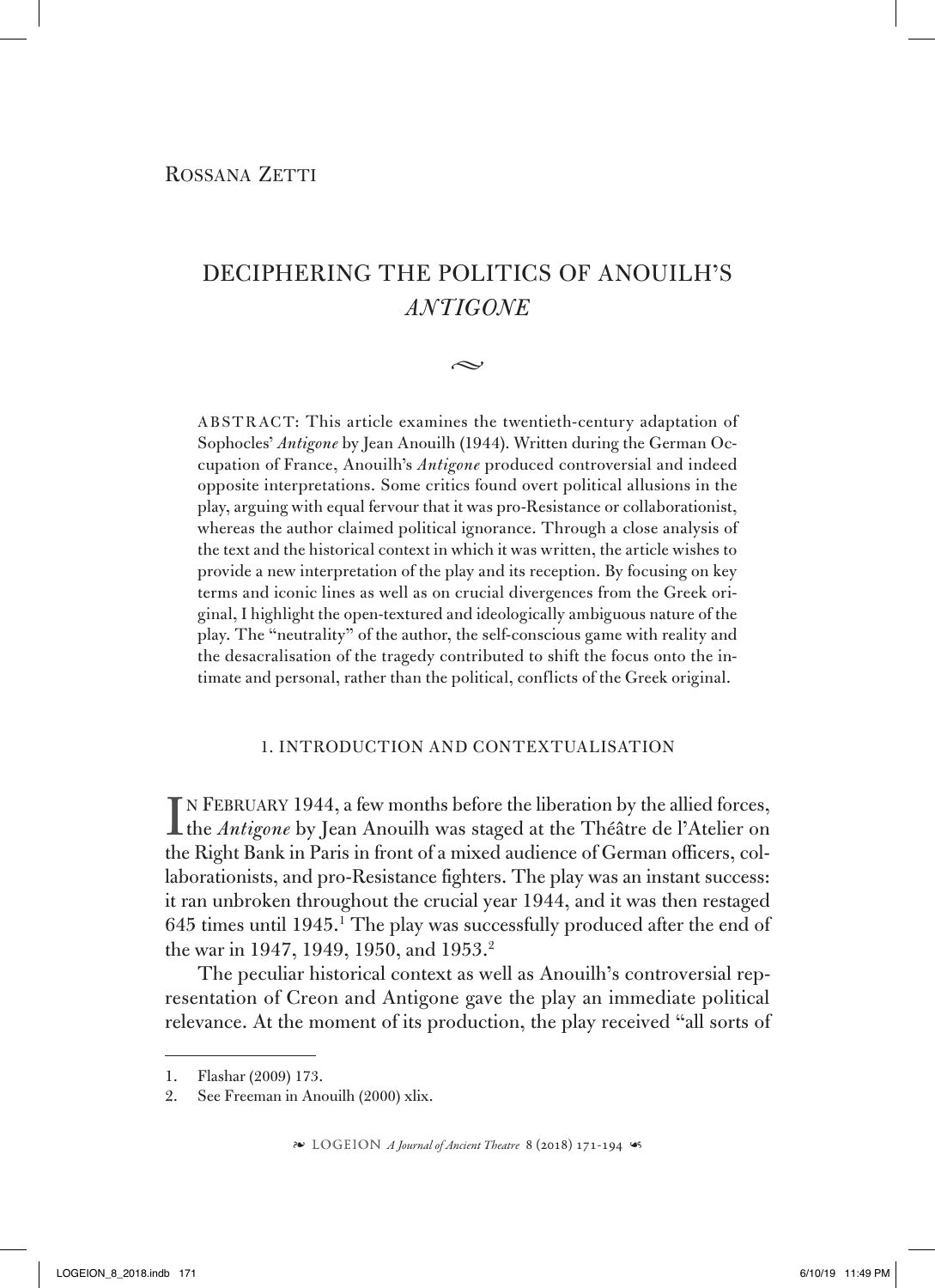Rossana Zetti

# DECIPHERING THE POLITICS OF ANOUILH'S *ANTIGONE*

ABSTRACT: This article examines the twentieth-century adaptation of Sophocles' *Antigone* by Jean Anouilh (1944). Written during the German Occupation of France, Anouilh's *Antigone* produced controversial and indeed opposite interpretations. Some critics found overt political allusions in the play, arguing with equal fervour that it was pro-Resistance or collaborationist, whereas the author claimed political ignorance. Through a close analysis of the text and the historical context in which it was written, the article wishes to provide a new interpretation of the play and its reception. By focusing on key terms and iconic lines as well as on crucial divergences from the Greek original, I highlight the open-textured and ideologically ambiguous nature of the play. The "neutrality" of the author, the self-conscious game with reality and the desacralisation of the tragedy contributed to shift the focus onto the intimate and personal, rather than the political, conflicts of the Greek original.

## 1. INTRODUCTION AND CONTEXTUALISATION

In February 1944, a few months before the liberation by the allied forces, the *Antigone* by Jean Anouilh was staged at the Théâtre de l'Atelier on the Right Bank in Paris in front of a mixed audience of German officers, collaborationists, and pro-Resistance fighters. The play was an instant success: it ran unbroken throughout the crucial year 1944, and it was then restaged 645 times until 1945.[1] The play was successfully produced after the end of the war in 1947, 1949, 1950, and 1953.[2]

The peculiar historical context as well as Anouilh's controversial representation of Creon and Antigone gave the play an immediate political relevance. At the moment of its production, the play received "all sorts of

1. Flashar (2009) 173.
2. See Freeman in Anouilh (2000) xlix.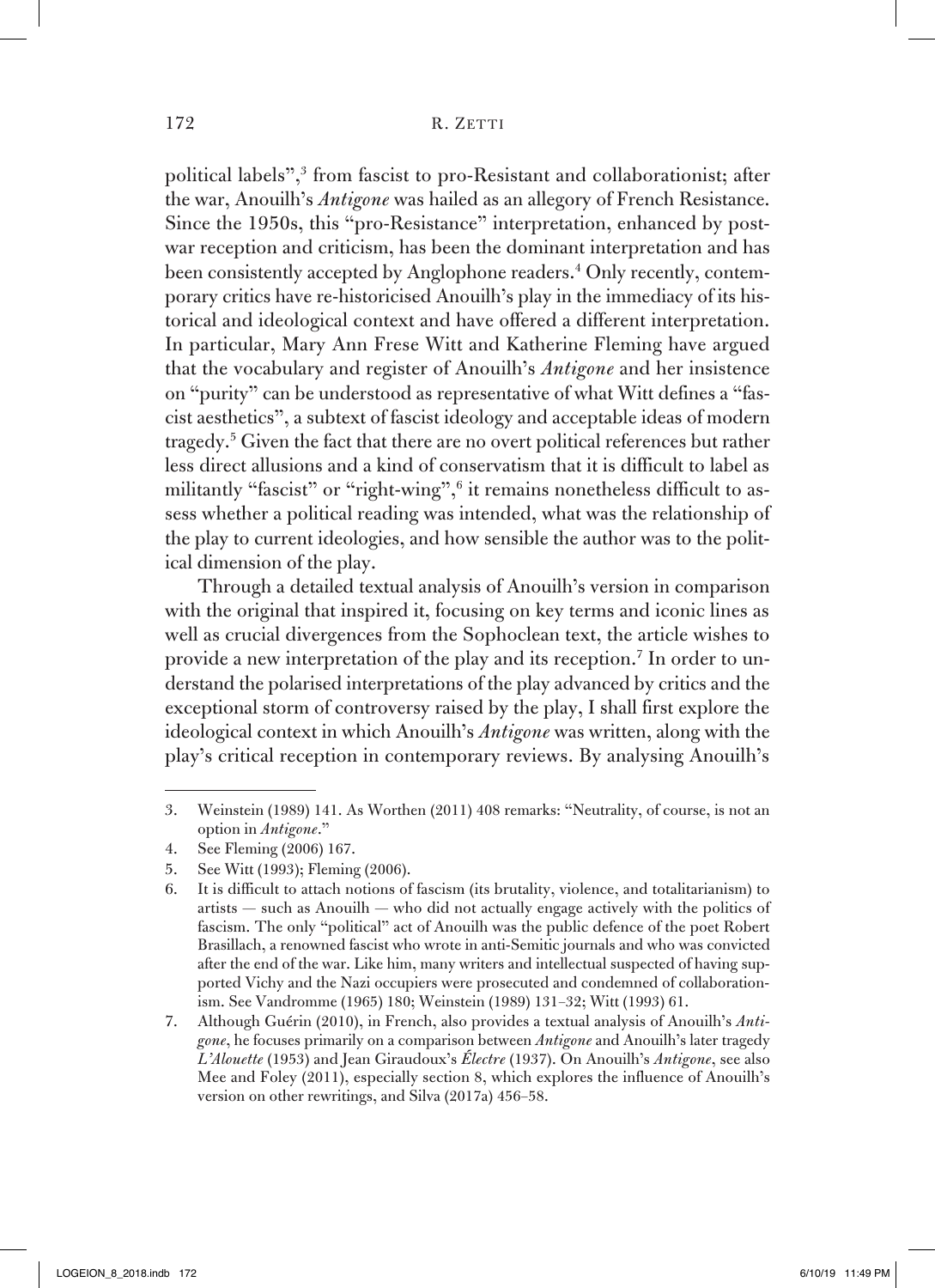political labels",[3] from fascist to pro-Resistant and collaborationist; after the war, Anouilh's *Antigone* was hailed as an allegory of French Resistance. Since the 1950s, this "pro-Resistance" interpretation, enhanced by post-war reception and criticism, has been the dominant interpretation and has been consistently accepted by Anglophone readers.[4] Only recently, contemporary critics have re-historicised Anouilh's play in the immediacy of its historical and ideological context and have offered a different interpretation. In particular, Mary Ann Frese Witt and Katherine Fleming have argued that the vocabulary and register of Anouilh's *Antigone* and her insistence on "purity" can be understood as representative of what Witt defines a "fascist aesthetics", a subtext of fascist ideology and acceptable ideas of modern tragedy.[5] Given the fact that there are no overt political references but rather less direct allusions and a kind of conservatism that it is difficult to label as militantly "fascist" or "right-wing",[6] it remains nonetheless difficult to assess whether a political reading was intended, what was the relationship of the play to current ideologies, and how sensible the author was to the political dimension of the play.

Through a detailed textual analysis of Anouilh's version in comparison with the original that inspired it, focusing on key terms and iconic lines as well as crucial divergences from the Sophoclean text, the article wishes to provide a new interpretation of the play and its reception.[7] In order to understand the polarised interpretations of the play advanced by critics and the exceptional storm of controversy raised by the play, I shall first explore the ideological context in which Anouilh's *Antigone* was written, along with the play's critical reception in contemporary reviews. By analysing Anouilh's

---

3. Weinstein (1989) 141. As Worthen (2011) 408 remarks: "Neutrality, of course, is not an option in *Antigone*."
4. See Fleming (2006) 167.
5. See Witt (1993); Fleming (2006).
6. It is difficult to attach notions of fascism (its brutality, violence, and totalitarianism) to artists — such as Anouilh — who did not actually engage actively with the politics of fascism. The only "political" act of Anouilh was the public defence of the poet Robert Brasillach, a renowned fascist who wrote in anti-Semitic journals and who was convicted after the end of the war. Like him, many writers and intellectual suspected of having supported Vichy and the Nazi occupiers were prosecuted and condemned of collaborationism. See Vandromme (1965) 180; Weinstein (1989) 131–32; Witt (1993) 61.
7. Although Guérin (2010), in French, also provides a textual analysis of Anouilh's *Antigone*, he focuses primarily on a comparison between *Antigone* and Anouilh's later tragedy *L'Alouette* (1953) and Jean Giraudoux's *Électre* (1937). On Anouilh's *Antigone*, see also Mee and Foley (2011), especially section 8, which explores the influence of Anouilh's version on other rewritings, and Silva (2017a) 456–58.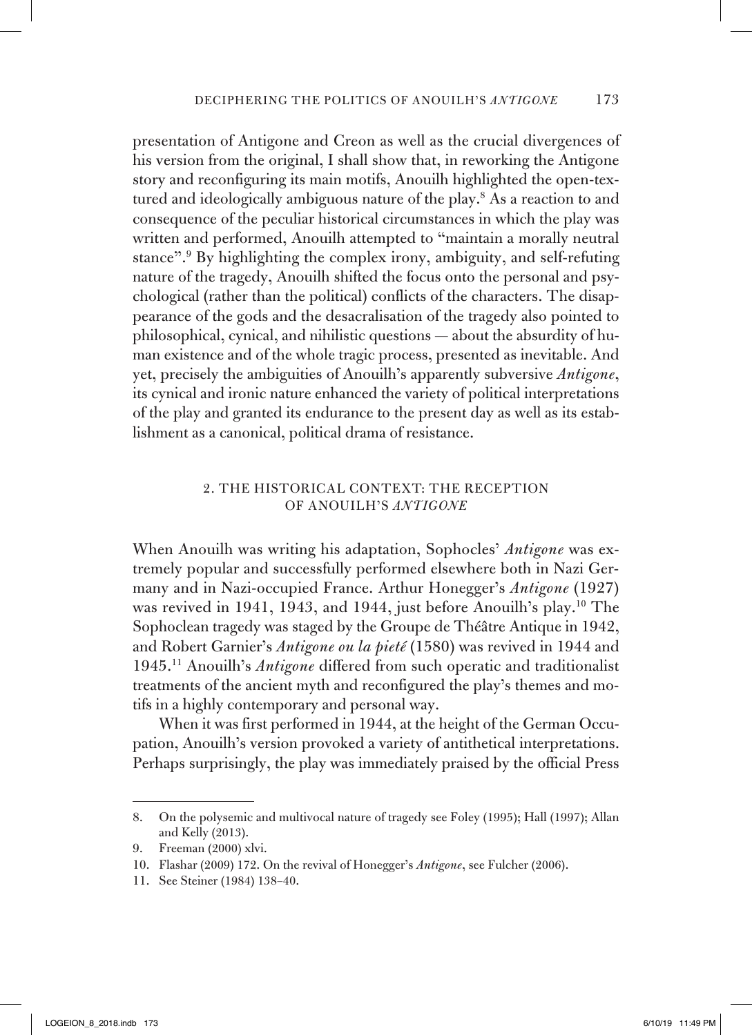presentation of Antigone and Creon as well as the crucial divergences of his version from the original, I shall show that, in reworking the Antigone story and reconfiguring its main motifs, Anouilh highlighted the open-textured and ideologically ambiguous nature of the play.[8] As a reaction to and consequence of the peculiar historical circumstances in which the play was written and performed, Anouilh attempted to "maintain a morally neutral stance".[9] By highlighting the complex irony, ambiguity, and self-refuting nature of the tragedy, Anouilh shifted the focus onto the personal and psychological (rather than the political) conflicts of the characters. The disappearance of the gods and the desacralisation of the tragedy also pointed to philosophical, cynical, and nihilistic questions — about the absurdity of human existence and of the whole tragic process, presented as inevitable. And yet, precisely the ambiguities of Anouilh's apparently subversive *Antigone*, its cynical and ironic nature enhanced the variety of political interpretations of the play and granted its endurance to the present day as well as its establishment as a canonical, political drama of resistance.

## 2. THE HISTORICAL CONTEXT: THE RECEPTION OF ANOUILH'S *ANTIGONE*

When Anouilh was writing his adaptation, Sophocles' *Antigone* was extremely popular and successfully performed elsewhere both in Nazi Germany and in Nazi-occupied France. Arthur Honegger's *Antigone* (1927) was revived in 1941, 1943, and 1944, just before Anouilh's play.[10] The Sophoclean tragedy was staged by the Groupe de Théâtre Antique in 1942, and Robert Garnier's *Antigone ou la pieté* (1580) was revived in 1944 and 1945.[11] Anouilh's *Antigone* differed from such operatic and traditionalist treatments of the ancient myth and reconfigured the play's themes and motifs in a highly contemporary and personal way.

When it was first performed in 1944, at the height of the German Occupation, Anouilh's version provoked a variety of antithetical interpretations. Perhaps surprisingly, the play was immediately praised by the official Press

---

8. On the polysemic and multivocal nature of tragedy see Foley (1995); Hall (1997); Allan and Kelly (2013).

9. Freeman (2000) xlvi.

10. Flashar (2009) 172. On the revival of Honegger's *Antigone*, see Fulcher (2006).

11. See Steiner (1984) 138–40.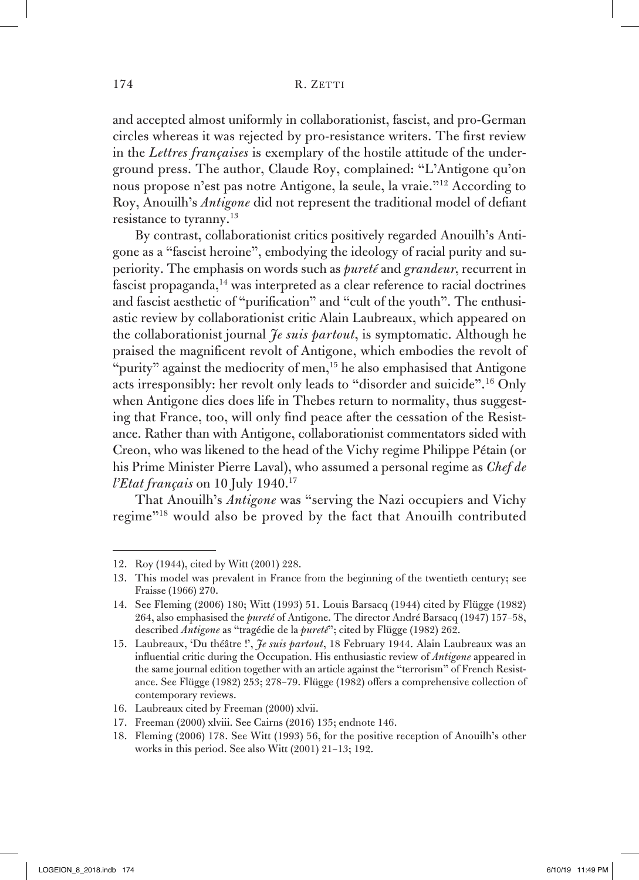and accepted almost uniformly in collaborationist, fascist, and pro-German circles whereas it was rejected by pro-resistance writers. The first review in the *Lettres françaises* is exemplary of the hostile attitude of the underground press. The author, Claude Roy, complained: "L'Antigone qu'on nous propose n'est pas notre Antigone, la seule, la vraie."[12] According to Roy, Anouilh's *Antigone* did not represent the traditional model of defiant resistance to tyranny.[13]

By contrast, collaborationist critics positively regarded Anouilh's Antigone as a "fascist heroine", embodying the ideology of racial purity and superiority. The emphasis on words such as *pureté* and *grandeur*, recurrent in fascist propaganda,[14] was interpreted as a clear reference to racial doctrines and fascist aesthetic of "purification" and "cult of the youth". The enthusiastic review by collaborationist critic Alain Laubreaux, which appeared on the collaborationist journal *Je suis partout*, is symptomatic. Although he praised the magnificent revolt of Antigone, which embodies the revolt of "purity" against the mediocrity of men,[15] he also emphasised that Antigone acts irresponsibly: her revolt only leads to "disorder and suicide".[16] Only when Antigone dies does life in Thebes return to normality, thus suggesting that France, too, will only find peace after the cessation of the Resistance. Rather than with Antigone, collaborationist commentators sided with Creon, who was likened to the head of the Vichy regime Philippe Pétain (or his Prime Minister Pierre Laval), who assumed a personal regime as *Chef de l'Etat français* on 10 July 1940.[17]

That Anouilh's *Antigone* was "serving the Nazi occupiers and Vichy regime"[18] would also be proved by the fact that Anouilh contributed

---

12. Roy (1944), cited by Witt (2001) 228.
13. This model was prevalent in France from the beginning of the twentieth century; see Fraisse (1966) 270.
14. See Fleming (2006) 180; Witt (1993) 51. Louis Barsacq (1944) cited by Flügge (1982) 264, also emphasised the *pureté* of Antigone. The director André Barsacq (1947) 157–58, described *Antigone* as "tragédie de la *pureté*"; cited by Flügge (1982) 262.
15. Laubreaux, 'Du théâtre !', *Je suis partout*, 18 February 1944. Alain Laubreaux was an influential critic during the Occupation. His enthusiastic review of *Antigone* appeared in the same journal edition together with an article against the "terrorism" of French Resistance. See Flügge (1982) 253; 278–79. Flügge (1982) offers a comprehensive collection of contemporary reviews.
16. Laubreaux cited by Freeman (2000) xlvii.
17. Freeman (2000) xlviii. See Cairns (2016) 135; endnote 146.
18. Fleming (2006) 178. See Witt (1993) 56, for the positive reception of Anouilh's other works in this period. See also Witt (2001) 21–13; 192.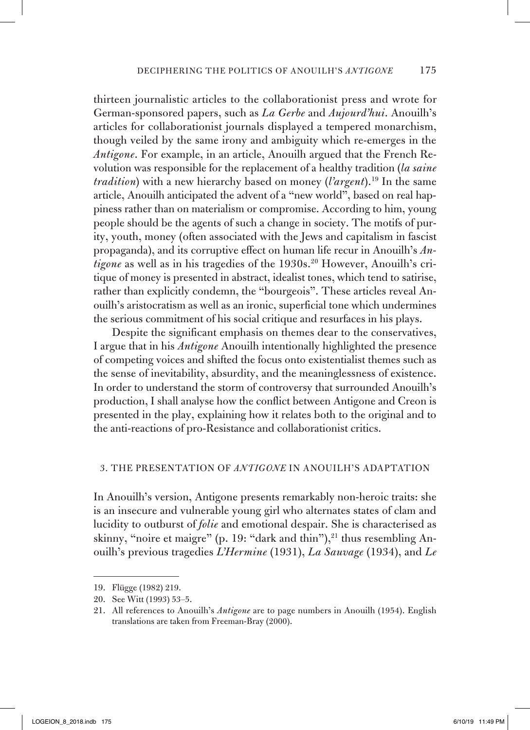thirteen journalistic articles to the collaborationist press and wrote for German-sponsored papers, such as *La Gerbe* and *Aujourd'hui*. Anouilh's articles for collaborationist journals displayed a tempered monarchism, though veiled by the same irony and ambiguity which re-emerges in the *Antigone*. For example, in an article, Anouilh argued that the French Revolution was responsible for the replacement of a healthy tradition (*la saine tradition*) with a new hierarchy based on money (*l'argent*).[19] In the same article, Anouilh anticipated the advent of a "new world", based on real happiness rather than on materialism or compromise. According to him, young people should be the agents of such a change in society. The motifs of purity, youth, money (often associated with the Jews and capitalism in fascist propaganda), and its corruptive effect on human life recur in Anouilh's *Antigone* as well as in his tragedies of the 1930s.[20] However, Anouilh's critique of money is presented in abstract, idealist tones, which tend to satirise, rather than explicitly condemn, the "bourgeois". These articles reveal Anouilh's aristocratism as well as an ironic, superficial tone which undermines the serious commitment of his social critique and resurfaces in his plays.

Despite the significant emphasis on themes dear to the conservatives, I argue that in his *Antigone* Anouilh intentionally highlighted the presence of competing voices and shifted the focus onto existentialist themes such as the sense of inevitability, absurdity, and the meaninglessness of existence. In order to understand the storm of controversy that surrounded Anouilh's production, I shall analyse how the conflict between Antigone and Creon is presented in the play, explaining how it relates both to the original and to the anti-reactions of pro-Resistance and collaborationist critics.

## 3. THE PRESENTATION OF *ANTIGONE* IN ANOUILH'S ADAPTATION

In Anouilh's version, Antigone presents remarkably non-heroic traits: she is an insecure and vulnerable young girl who alternates states of clam and lucidity to outburst of *folie* and emotional despair. She is characterised as skinny, "noire et maigre" (p. 19: "dark and thin"),[21] thus resembling Anouilh's previous tragedies *L'Hermine* (1931), *La Sauvage* (1934), and *Le*

---

19. Flügge (1982) 219.

20. See Witt (1993) 53–5.

21. All references to Anouilh's *Antigone* are to page numbers in Anouilh (1954). English translations are taken from Freeman-Bray (2000).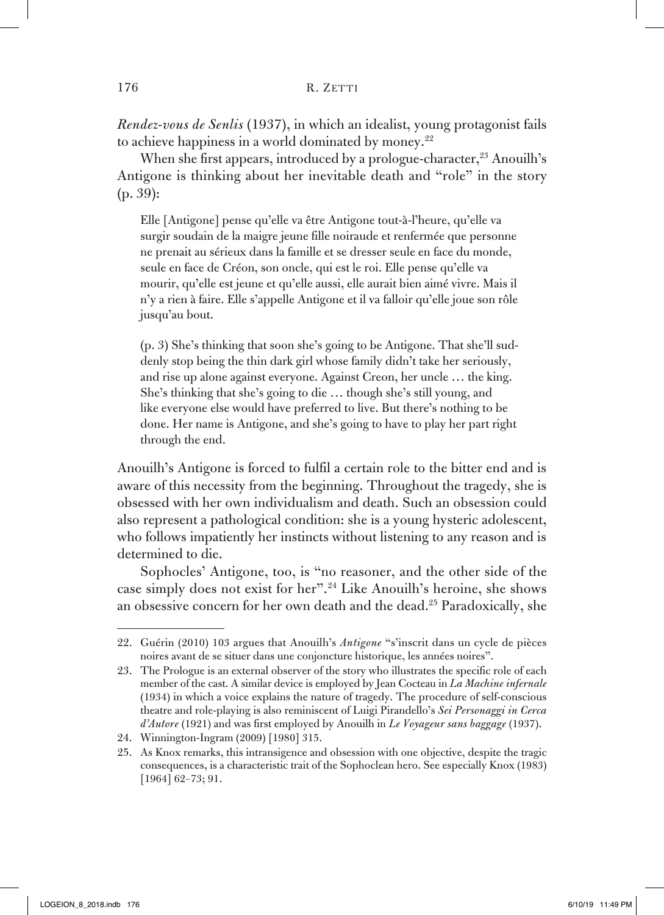*Rendez-vous de Senlis* (1937), in which an idealist, young protagonist fails to achieve happiness in a world dominated by money.[22]

When she first appears, introduced by a prologue-character,[23] Anouilh's Antigone is thinking about her inevitable death and "role" in the story (p. 39):

> Elle [Antigone] pense qu'elle va être Antigone tout-à-l'heure, qu'elle va surgir soudain de la maigre jeune fille noiraude et renfermée que personne ne prenait au sérieux dans la famille et se dresser seule en face du monde, seule en face de Créon, son oncle, qui est le roi. Elle pense qu'elle va mourir, qu'elle est jeune et qu'elle aussi, elle aurait bien aimé vivre. Mais il n'y a rien à faire. Elle s'appelle Antigone et il va falloir qu'elle joue son rôle jusqu'au bout.
>
> (p. 3) She's thinking that soon she's going to be Antigone. That she'll suddenly stop being the thin dark girl whose family didn't take her seriously, and rise up alone against everyone. Against Creon, her uncle … the king. She's thinking that she's going to die … though she's still young, and like everyone else would have preferred to live. But there's nothing to be done. Her name is Antigone, and she's going to have to play her part right through the end.

Anouilh's Antigone is forced to fulfil a certain role to the bitter end and is aware of this necessity from the beginning. Throughout the tragedy, she is obsessed with her own individualism and death. Such an obsession could also represent a pathological condition: she is a young hysteric adolescent, who follows impatiently her instincts without listening to any reason and is determined to die.

Sophocles' Antigone, too, is "no reasoner, and the other side of the case simply does not exist for her".[24] Like Anouilh's heroine, she shows an obsessive concern for her own death and the dead.[25] Paradoxically, she

---

22. Guérin (2010) 103 argues that Anouilh's *Antigone* "s'inscrit dans un cycle de pièces noires avant de se situer dans une conjoncture historique, les années noires".

23. The Prologue is an external observer of the story who illustrates the specific role of each member of the cast. A similar device is employed by Jean Cocteau in *La Machine infernale* (1934) in which a voice explains the nature of tragedy. The procedure of self-conscious theatre and role-playing is also reminiscent of Luigi Pirandello's *Sei Personaggi in Cerca d'Autore* (1921) and was first employed by Anouilh in *Le Voyageur sans baggage* (1937).

24. Winnington-Ingram (2009) [1980] 315.

25. As Knox remarks, this intransigence and obsession with one objective, despite the tragic consequences, is a characteristic trait of the Sophoclean hero. See especially Knox (1983) [1964] 62–73; 91.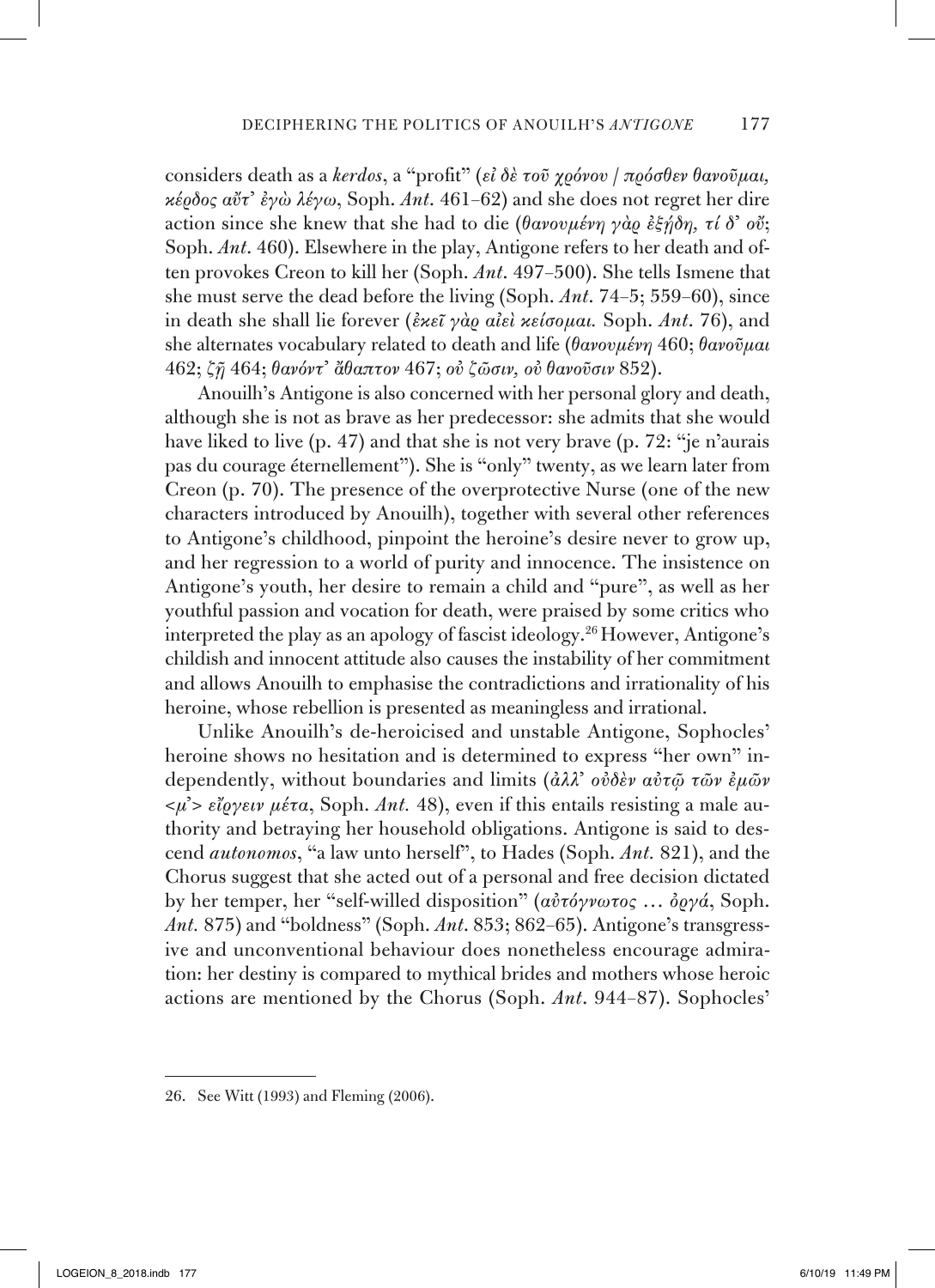considers death as a *kerdos*, a "profit" (*εἰ δὲ τοῦ χρόνου / πρόσθεν θανοῦμαι, κέρδος αὔτ' ἐγὼ λέγω*, Soph. *Ant.* 461–62) and she does not regret her dire action since she knew that she had to die (*θανουμένη γὰρ ἐξῄδη, τί δ' οὔ*; Soph. *Ant.* 460). Elsewhere in the play, Antigone refers to her death and often provokes Creon to kill her (Soph. *Ant.* 497–500). She tells Ismene that she must serve the dead before the living (Soph. *Ant.* 74–5; 559–60), since in death she shall lie forever (*ἐκεῖ γὰρ αἰεὶ κείσομαι.* Soph. *Ant.* 76), and she alternates vocabulary related to death and life (*θανουμένη* 460; *θανοῦμαι* 462; *ζῇ* 464; *θανόντ' ἄθαπτον* 467; *οὐ ζῶσιν, οὐ θανοῦσιν* 852).

Anouilh's Antigone is also concerned with her personal glory and death, although she is not as brave as her predecessor: she admits that she would have liked to live (p. 47) and that she is not very brave (p. 72: "je n'aurais pas du courage éternellement"). She is "only" twenty, as we learn later from Creon (p. 70). The presence of the overprotective Nurse (one of the new characters introduced by Anouilh), together with several other references to Antigone's childhood, pinpoint the heroine's desire never to grow up, and her regression to a world of purity and innocence. The insistence on Antigone's youth, her desire to remain a child and "pure", as well as her youthful passion and vocation for death, were praised by some critics who interpreted the play as an apology of fascist ideology.[26] However, Antigone's childish and innocent attitude also causes the instability of her commitment and allows Anouilh to emphasise the contradictions and irrationality of his heroine, whose rebellion is presented as meaningless and irrational.

Unlike Anouilh's de-heroicised and unstable Antigone, Sophocles' heroine shows no hesitation and is determined to express "her own" independently, without boundaries and limits (*ἀλλ' οὐδὲν αὐτῷ τῶν ἐμῶν <μ'> εἴργειν μέτα*, Soph. *Ant.* 48), even if this entails resisting a male authority and betraying her household obligations. Antigone is said to descend *autonomos*, "a law unto herself", to Hades (Soph. *Ant.* 821), and the Chorus suggest that she acted out of a personal and free decision dictated by her temper, her "self-willed disposition" (*αὐτόγνωτος … ὀργά*, Soph. *Ant.* 875) and "boldness" (Soph. *Ant.* 853; 862–65). Antigone's transgressive and unconventional behaviour does nonetheless encourage admiration: her destiny is compared to mythical brides and mothers whose heroic actions are mentioned by the Chorus (Soph. *Ant.* 944–87). Sophocles'

26. See Witt (1993) and Fleming (2006).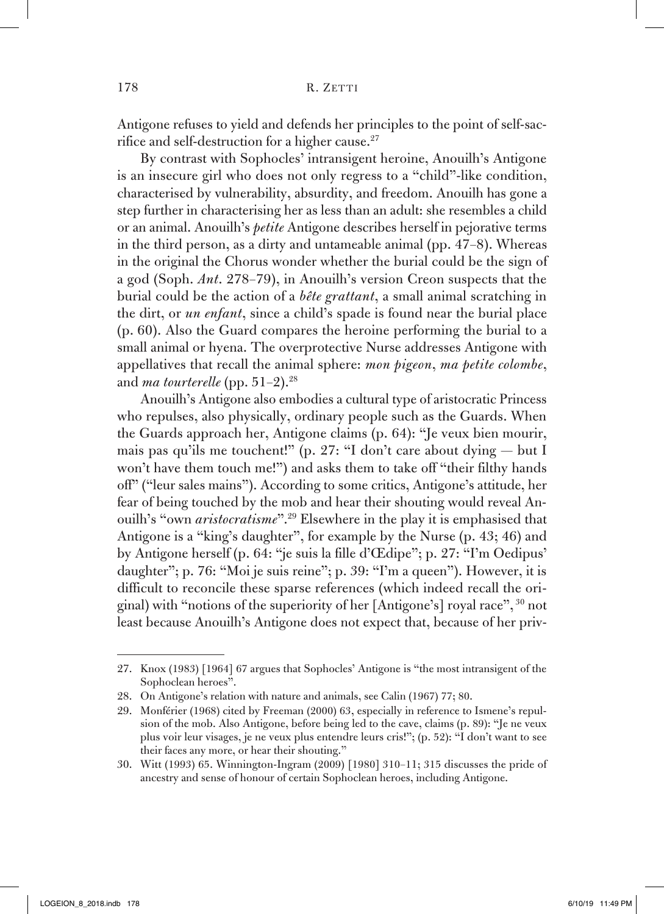Antigone refuses to yield and defends her principles to the point of self-sacrifice and self-destruction for a higher cause.[27]

By contrast with Sophocles' intransigent heroine, Anouilh's Antigone is an insecure girl who does not only regress to a "child"-like condition, characterised by vulnerability, absurdity, and freedom. Anouilh has gone a step further in characterising her as less than an adult: she resembles a child or an animal. Anouilh's *petite* Antigone describes herself in pejorative terms in the third person, as a dirty and untameable animal (pp. 47–8). Whereas in the original the Chorus wonder whether the burial could be the sign of a god (Soph. *Ant*. 278–79), in Anouilh's version Creon suspects that the burial could be the action of a *bête grattant*, a small animal scratching in the dirt, or *un enfant*, since a child's spade is found near the burial place (p. 60). Also the Guard compares the heroine performing the burial to a small animal or hyena. The overprotective Nurse addresses Antigone with appellatives that recall the animal sphere: *mon pigeon*, *ma petite colombe*, and *ma tourterelle* (pp. 51–2).[28]

Anouilh's Antigone also embodies a cultural type of aristocratic Princess who repulses, also physically, ordinary people such as the Guards. When the Guards approach her, Antigone claims (p. 64): "Je veux bien mourir, mais pas qu'ils me touchent!" (p. 27: "I don't care about dying — but I won't have them touch me!") and asks them to take off "their filthy hands off" ("leur sales mains"). According to some critics, Antigone's attitude, her fear of being touched by the mob and hear their shouting would reveal Anouilh's "own *aristocratisme*".[29] Elsewhere in the play it is emphasised that Antigone is a "king's daughter", for example by the Nurse (p. 43; 46) and by Antigone herself (p. 64: "je suis la fille d'Œdipe"; p. 27: "I'm Oedipus' daughter"; p. 76: "Moi je suis reine"; p. 39: "I'm a queen"). However, it is difficult to reconcile these sparse references (which indeed recall the original) with "notions of the superiority of her [Antigone's] royal race", [30] not least because Anouilh's Antigone does not expect that, because of her priv-

---

27. Knox (1983) [1964] 67 argues that Sophocles' Antigone is "the most intransigent of the Sophoclean heroes".

28. On Antigone's relation with nature and animals, see Calin (1967) 77; 80.

29. Monférier (1968) cited by Freeman (2000) 63, especially in reference to Ismene's repulsion of the mob. Also Antigone, before being led to the cave, claims (p. 89): "Je ne veux plus voir leur visages, je ne veux plus entendre leurs cris!"; (p. 52): "I don't want to see their faces any more, or hear their shouting."

30. Witt (1993) 65. Winnington-Ingram (2009) [1980] 310–11; 315 discusses the pride of ancestry and sense of honour of certain Sophoclean heroes, including Antigone.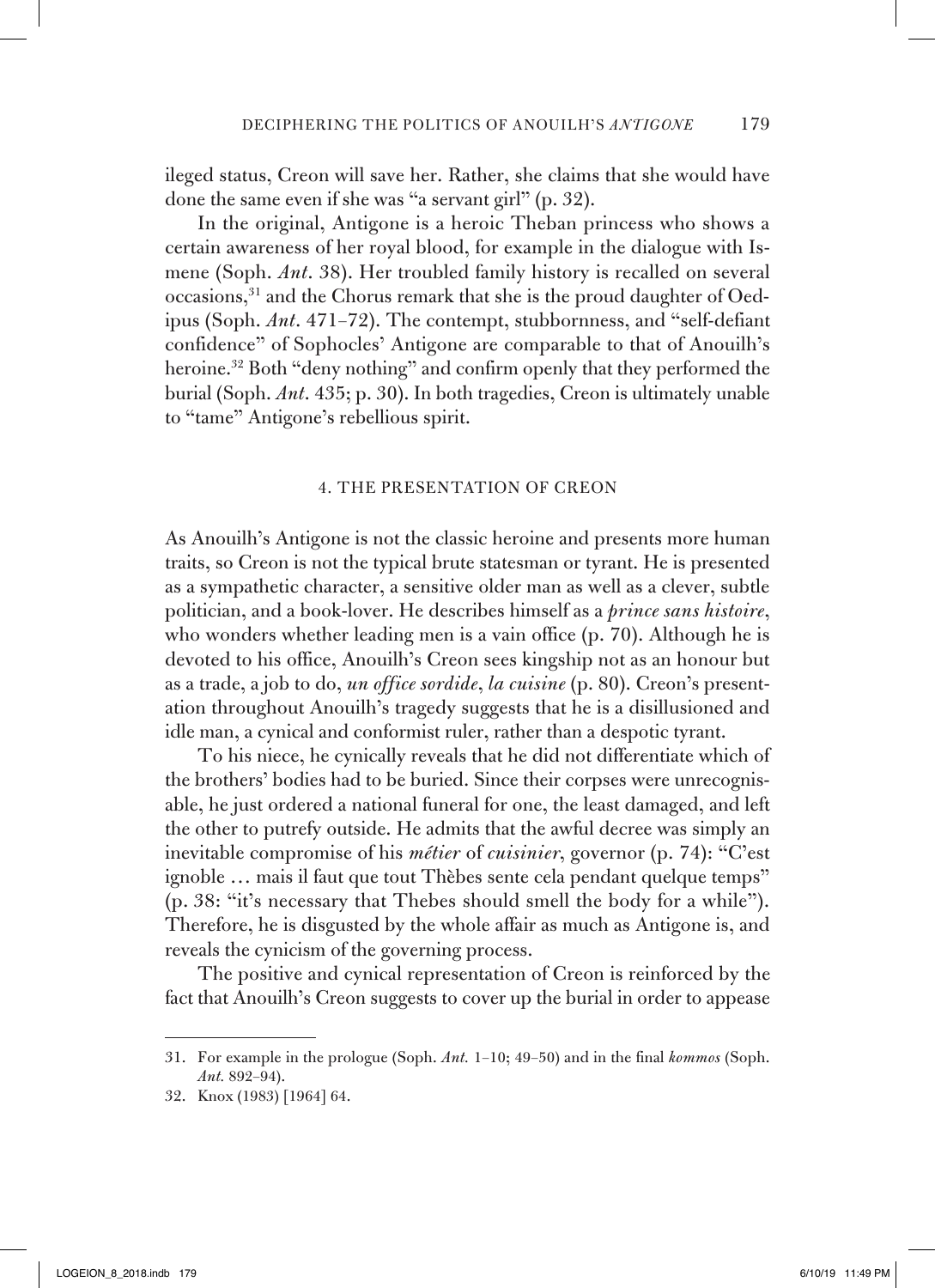ileged status, Creon will save her. Rather, she claims that she would have done the same even if she was "a servant girl" (p. 32).

In the original, Antigone is a heroic Theban princess who shows a certain awareness of her royal blood, for example in the dialogue with Ismene (Soph. *Ant*. 38). Her troubled family history is recalled on several occasions,[31] and the Chorus remark that she is the proud daughter of Oedipus (Soph. *Ant*. 471–72). The contempt, stubbornness, and "self-defiant confidence" of Sophocles' Antigone are comparable to that of Anouilh's heroine.[32] Both "deny nothing" and confirm openly that they performed the burial (Soph. *Ant*. 435; p. 30). In both tragedies, Creon is ultimately unable to "tame" Antigone's rebellious spirit.

## 4. THE PRESENTATION OF CREON

As Anouilh's Antigone is not the classic heroine and presents more human traits, so Creon is not the typical brute statesman or tyrant. He is presented as a sympathetic character, a sensitive older man as well as a clever, subtle politician, and a book-lover. He describes himself as a *prince sans histoire*, who wonders whether leading men is a vain office (p. 70). Although he is devoted to his office, Anouilh's Creon sees kingship not as an honour but as a trade, a job to do, *un office sordide*, *la cuisine* (p. 80). Creon's presentation throughout Anouilh's tragedy suggests that he is a disillusioned and idle man, a cynical and conformist ruler, rather than a despotic tyrant.

To his niece, he cynically reveals that he did not differentiate which of the brothers' bodies had to be buried. Since their corpses were unrecognisable, he just ordered a national funeral for one, the least damaged, and left the other to putrefy outside. He admits that the awful decree was simply an inevitable compromise of his *métier* of *cuisinier*, governor (p. 74): "C'est ignoble … mais il faut que tout Thèbes sente cela pendant quelque temps" (p. 38: "it's necessary that Thebes should smell the body for a while"). Therefore, he is disgusted by the whole affair as much as Antigone is, and reveals the cynicism of the governing process.

The positive and cynical representation of Creon is reinforced by the fact that Anouilh's Creon suggests to cover up the burial in order to appease

31. For example in the prologue (Soph. *Ant.* 1–10; 49–50) and in the final *kommos* (Soph. *Ant.* 892–94).

32. Knox (1983) [1964] 64.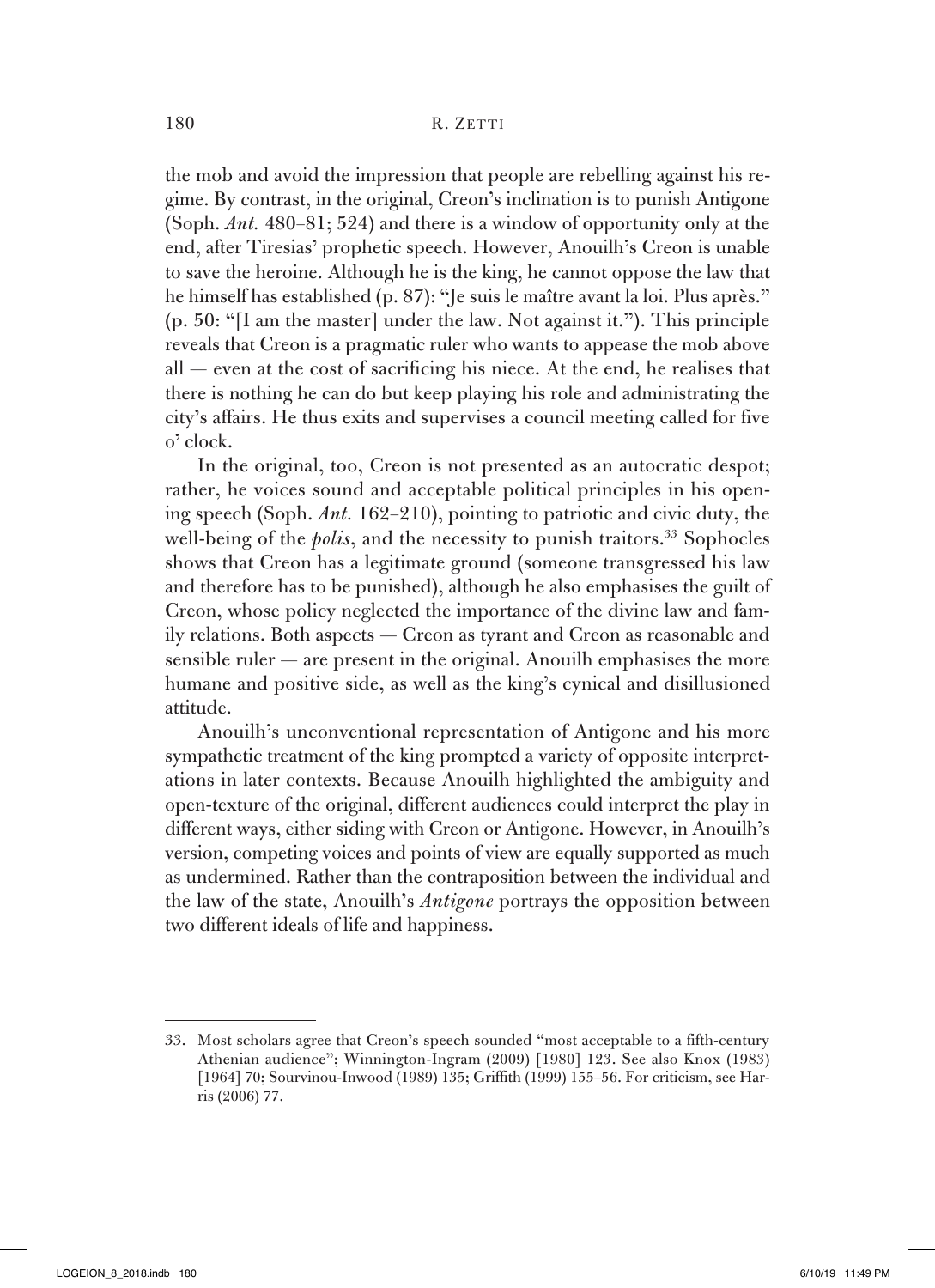the mob and avoid the impression that people are rebelling against his regime. By contrast, in the original, Creon's inclination is to punish Antigone (Soph. *Ant.* 480–81; 524) and there is a window of opportunity only at the end, after Tiresias' prophetic speech. However, Anouilh's Creon is unable to save the heroine. Although he is the king, he cannot oppose the law that he himself has established (p. 87): "Je suis le maître avant la loi. Plus après." (p. 50: "[I am the master] under the law. Not against it."). This principle reveals that Creon is a pragmatic ruler who wants to appease the mob above all — even at the cost of sacrificing his niece. At the end, he realises that there is nothing he can do but keep playing his role and administrating the city's affairs. He thus exits and supervises a council meeting called for five o' clock.

In the original, too, Creon is not presented as an autocratic despot; rather, he voices sound and acceptable political principles in his opening speech (Soph. *Ant.* 162–210), pointing to patriotic and civic duty, the well-being of the *polis*, and the necessity to punish traitors.[33] Sophocles shows that Creon has a legitimate ground (someone transgressed his law and therefore has to be punished), although he also emphasises the guilt of Creon, whose policy neglected the importance of the divine law and family relations. Both aspects — Creon as tyrant and Creon as reasonable and sensible ruler — are present in the original. Anouilh emphasises the more humane and positive side, as well as the king's cynical and disillusioned attitude.

Anouilh's unconventional representation of Antigone and his more sympathetic treatment of the king prompted a variety of opposite interpretations in later contexts. Because Anouilh highlighted the ambiguity and open-texture of the original, different audiences could interpret the play in different ways, either siding with Creon or Antigone. However, in Anouilh's version, competing voices and points of view are equally supported as much as undermined. Rather than the contraposition between the individual and the law of the state, Anouilh's *Antigone* portrays the opposition between two different ideals of life and happiness.

---

33. Most scholars agree that Creon's speech sounded "most acceptable to a fifth-century Athenian audience"; Winnington-Ingram (2009) [1980] 123. See also Knox (1983) [1964] 70; Sourvinou-Inwood (1989) 135; Griffith (1999) 155–56. For criticism, see Harris (2006) 77.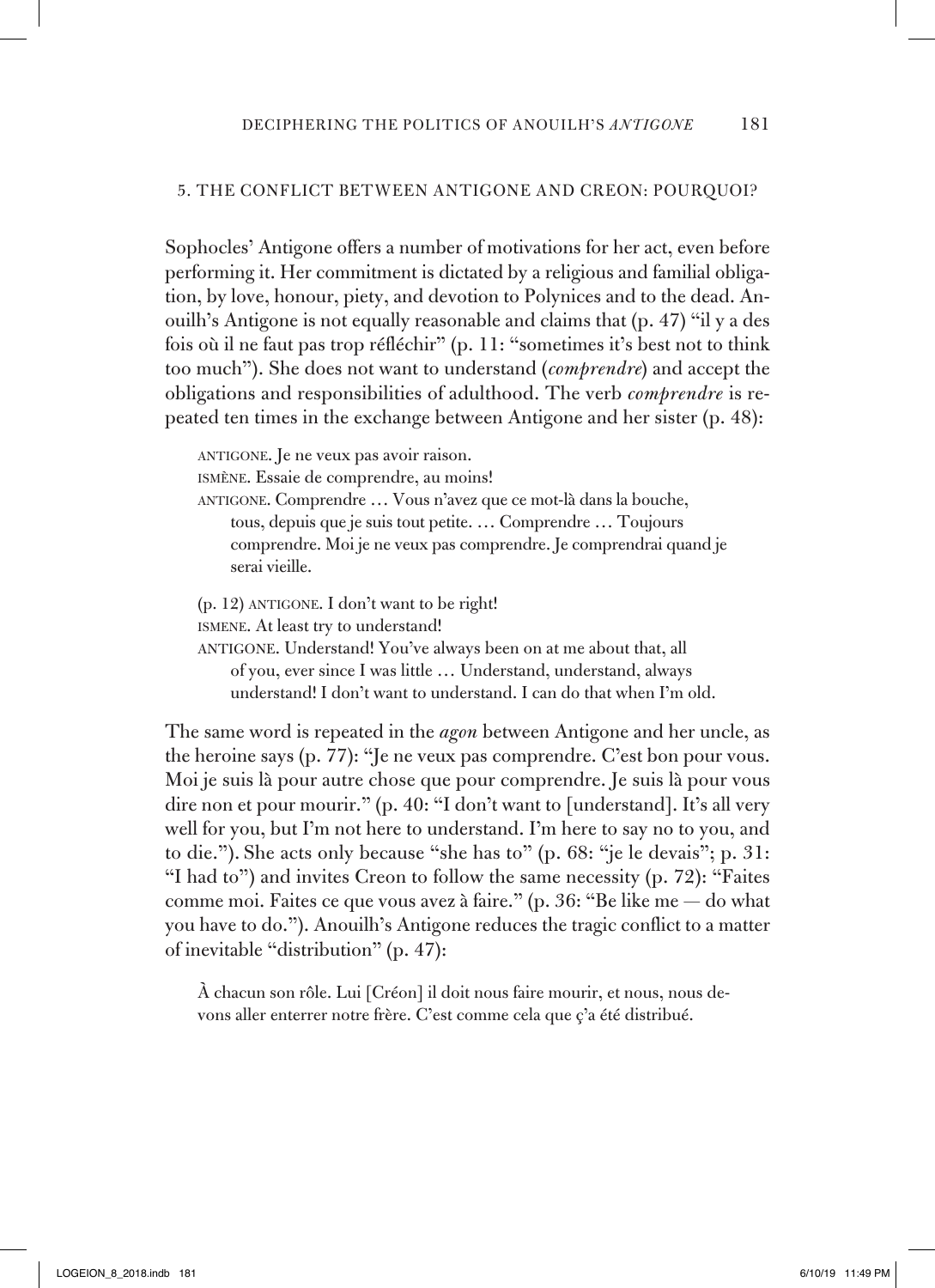## 5. THE CONFLICT BETWEEN ANTIGONE AND CREON: POURQUOI?

Sophocles' Antigone offers a number of motivations for her act, even before performing it. Her commitment is dictated by a religious and familial obligation, by love, honour, piety, and devotion to Polynices and to the dead. Anouilh's Antigone is not equally reasonable and claims that (p. 47) "il y a des fois où il ne faut pas trop réfléchir" (p. 11: "sometimes it's best not to think too much"). She does not want to understand (*comprendre*) and accept the obligations and responsibilities of adulthood. The verb *comprendre* is repeated ten times in the exchange between Antigone and her sister (p. 48):

> ANTIGONE. Je ne veux pas avoir raison.
> ISMÈNE. Essaie de comprendre, au moins!
> ANTIGONE. Comprendre … Vous n'avez que ce mot-là dans la bouche, tous, depuis que je suis tout petite. … Comprendre … Toujours comprendre. Moi je ne veux pas comprendre. Je comprendrai quand je serai vieille.
>
> (p. 12) ANTIGONE. I don't want to be right!
> ISMENE. At least try to understand!
> ANTIGONE. Understand! You've always been on at me about that, all of you, ever since I was little … Understand, understand, always understand! I don't want to understand. I can do that when I'm old.

The same word is repeated in the *agon* between Antigone and her uncle, as the heroine says (p. 77): "Je ne veux pas comprendre. C'est bon pour vous. Moi je suis là pour autre chose que pour comprendre. Je suis là pour vous dire non et pour mourir." (p. 40: "I don't want to [understand]. It's all very well for you, but I'm not here to understand. I'm here to say no to you, and to die."). She acts only because "she has to" (p. 68: "je le devais"; p. 31: "I had to") and invites Creon to follow the same necessity (p. 72): "Faites comme moi. Faites ce que vous avez à faire." (p. 36: "Be like me — do what you have to do."). Anouilh's Antigone reduces the tragic conflict to a matter of inevitable "distribution" (p. 47):

> À chacun son rôle. Lui [Créon] il doit nous faire mourir, et nous, nous devons aller enterrer notre frère. C'est comme cela que ç'a été distribué.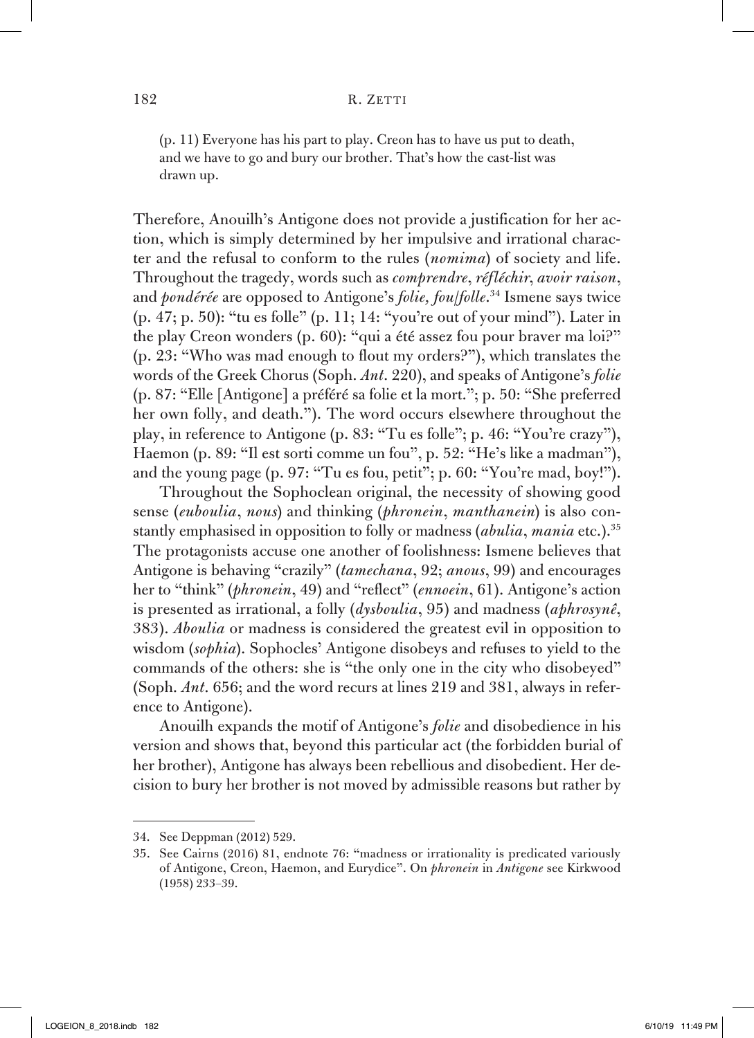> (p. 11) Everyone has his part to play. Creon has to have us put to death, and we have to go and bury our brother. That's how the cast-list was drawn up.

Therefore, Anouilh's Antigone does not provide a justification for her action, which is simply determined by her impulsive and irrational character and the refusal to conform to the rules (*nomima*) of society and life. Throughout the tragedy, words such as *comprendre*, *réfléchir*, *avoir raison*, and *pondérée* are opposed to Antigone's *folie, fou/folle*.[34] Ismene says twice (p. 47; p. 50): "tu es folle" (p. 11; 14: "you're out of your mind"). Later in the play Creon wonders (p. 60): "qui a été assez fou pour braver ma loi?" (p. 23: "Who was mad enough to flout my orders?"), which translates the words of the Greek Chorus (Soph. *Ant*. 220), and speaks of Antigone's *folie* (p. 87: "Elle [Antigone] a préféré sa folie et la mort."; p. 50: "She preferred her own folly, and death."). The word occurs elsewhere throughout the play, in reference to Antigone (p. 83: "Tu es folle"; p. 46: "You're crazy"), Haemon (p. 89: "Il est sorti comme un fou", p. 52: "He's like a madman"), and the young page (p. 97: "Tu es fou, petit"; p. 60: "You're mad, boy!").

Throughout the Sophoclean original, the necessity of showing good sense (*euboulia*, *nous*) and thinking (*phronein*, *manthanein*) is also constantly emphasised in opposition to folly or madness (*abulia*, *mania* etc.).[35] The protagonists accuse one another of foolishness: Ismene believes that Antigone is behaving "crazily" (*tamechana*, 92; *anous*, 99) and encourages her to "think" (*phronein*, 49) and "reflect" (*ennoein*, 61). Antigone's action is presented as irrational, a folly (*dysboulia*, 95) and madness (*aphrosynê*, 383). *Aboulia* or madness is considered the greatest evil in opposition to wisdom (*sophia*). Sophocles' Antigone disobeys and refuses to yield to the commands of the others: she is "the only one in the city who disobeyed" (Soph. *Ant*. 656; and the word recurs at lines 219 and 381, always in reference to Antigone).

Anouilh expands the motif of Antigone's *folie* and disobedience in his version and shows that, beyond this particular act (the forbidden burial of her brother), Antigone has always been rebellious and disobedient. Her decision to bury her brother is not moved by admissible reasons but rather by

---

34. See Deppman (2012) 529.

35. See Cairns (2016) 81, endnote 76: "madness or irrationality is predicated variously of Antigone, Creon, Haemon, and Eurydice". On *phronein* in *Antigone* see Kirkwood (1958) 233–39.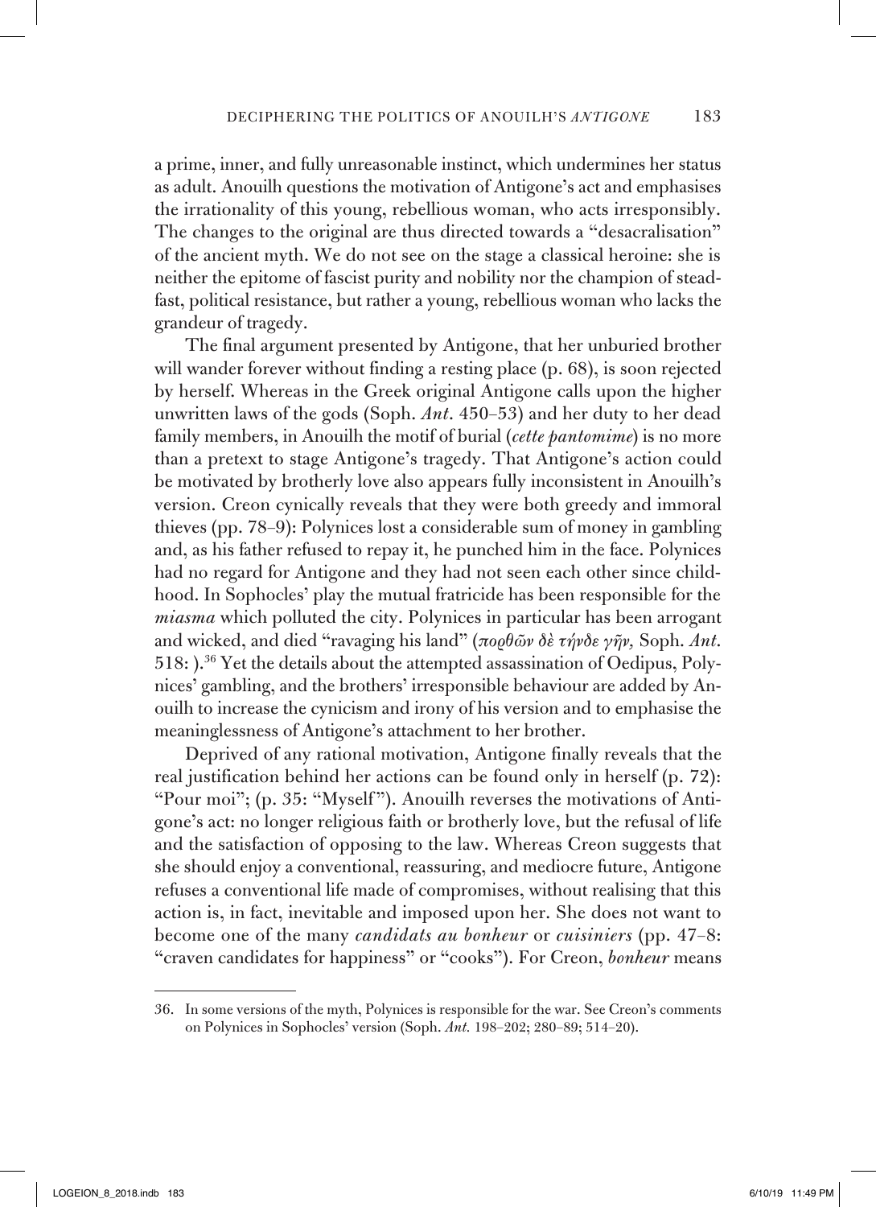a prime, inner, and fully unreasonable instinct, which undermines her status as adult. Anouilh questions the motivation of Antigone's act and emphasises the irrationality of this young, rebellious woman, who acts irresponsibly. The changes to the original are thus directed towards a "desacralisation" of the ancient myth. We do not see on the stage a classical heroine: she is neither the epitome of fascist purity and nobility nor the champion of steadfast, political resistance, but rather a young, rebellious woman who lacks the grandeur of tragedy.

The final argument presented by Antigone, that her unburied brother will wander forever without finding a resting place (p. 68), is soon rejected by herself. Whereas in the Greek original Antigone calls upon the higher unwritten laws of the gods (Soph. *Ant.* 450–53) and her duty to her dead family members, in Anouilh the motif of burial (*cette pantomime*) is no more than a pretext to stage Antigone's tragedy. That Antigone's action could be motivated by brotherly love also appears fully inconsistent in Anouilh's version. Creon cynically reveals that they were both greedy and immoral thieves (pp. 78–9): Polynices lost a considerable sum of money in gambling and, as his father refused to repay it, he punched him in the face. Polynices had no regard for Antigone and they had not seen each other since childhood. In Sophocles' play the mutual fratricide has been responsible for the *miasma* which polluted the city. Polynices in particular has been arrogant and wicked, and died "ravaging his land" (*πορθῶν δὲ τήνδε γῆν,* Soph. *Ant.* 518: ).[36] Yet the details about the attempted assassination of Oedipus, Polynices' gambling, and the brothers' irresponsible behaviour are added by Anouilh to increase the cynicism and irony of his version and to emphasise the meaninglessness of Antigone's attachment to her brother.

Deprived of any rational motivation, Antigone finally reveals that the real justification behind her actions can be found only in herself (p. 72): "Pour moi"; (p. 35: "Myself"). Anouilh reverses the motivations of Antigone's act: no longer religious faith or brotherly love, but the refusal of life and the satisfaction of opposing to the law. Whereas Creon suggests that she should enjoy a conventional, reassuring, and mediocre future, Antigone refuses a conventional life made of compromises, without realising that this action is, in fact, inevitable and imposed upon her. She does not want to become one of the many *candidats au bonheur* or *cuisiniers* (pp. 47–8: "craven candidates for happiness" or "cooks"). For Creon, *bonheur* means

36. In some versions of the myth, Polynices is responsible for the war. See Creon's comments on Polynices in Sophocles' version (Soph. *Ant.* 198–202; 280–89; 514–20).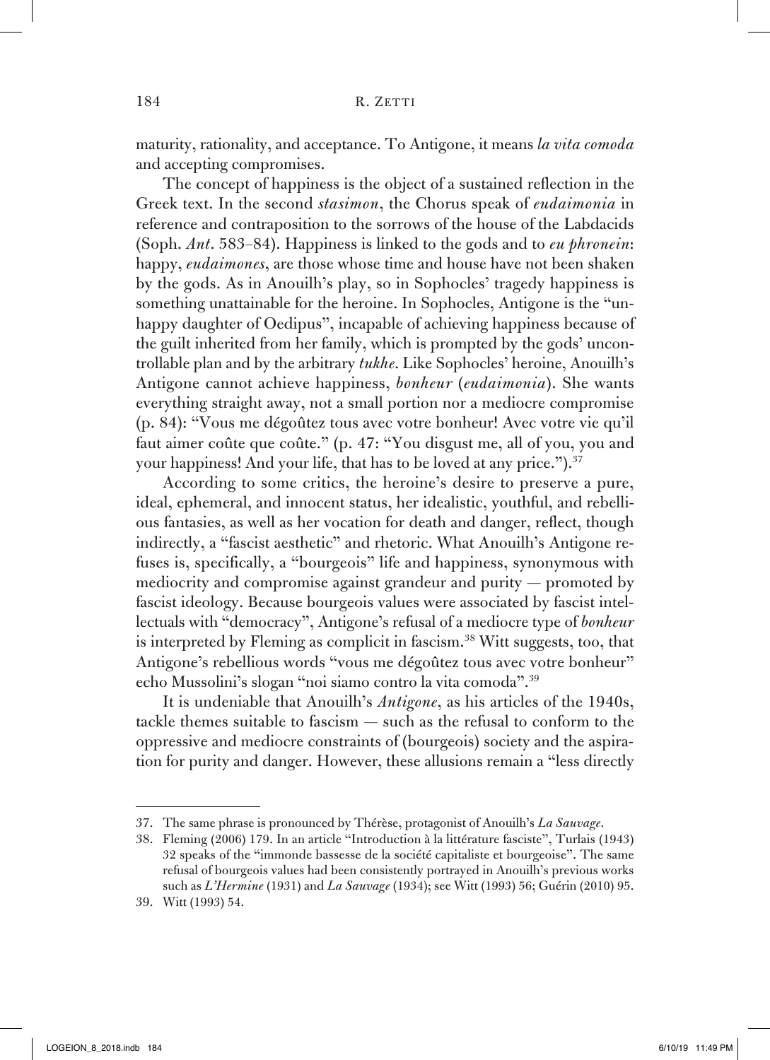maturity, rationality, and acceptance. To Antigone, it means *la vita comoda* and accepting compromises.

The concept of happiness is the object of a sustained reflection in the Greek text. In the second *stasimon*, the Chorus speak of *eudaimonia* in reference and contraposition to the sorrows of the house of the Labdacids (Soph. *Ant*. 583–84). Happiness is linked to the gods and to *eu phronein*: happy, *eudaimones*, are those whose time and house have not been shaken by the gods. As in Anouilh's play, so in Sophocles' tragedy happiness is something unattainable for the heroine. In Sophocles, Antigone is the "unhappy daughter of Oedipus", incapable of achieving happiness because of the guilt inherited from her family, which is prompted by the gods' uncontrollable plan and by the arbitrary *tukhe*. Like Sophocles' heroine, Anouilh's Antigone cannot achieve happiness, *bonheur* (*eudaimonia*). She wants everything straight away, not a small portion nor a mediocre compromise (p. 84): "Vous me dégoûtez tous avec votre bonheur! Avec votre vie qu'il faut aimer coûte que coûte." (p. 47: "You disgust me, all of you, you and your happiness! And your life, that has to be loved at any price.").[37]

According to some critics, the heroine's desire to preserve a pure, ideal, ephemeral, and innocent status, her idealistic, youthful, and rebellious fantasies, as well as her vocation for death and danger, reflect, though indirectly, a "fascist aesthetic" and rhetoric. What Anouilh's Antigone refuses is, specifically, a "bourgeois" life and happiness, synonymous with mediocrity and compromise against grandeur and purity — promoted by fascist ideology. Because bourgeois values were associated by fascist intellectuals with "democracy", Antigone's refusal of a mediocre type of *bonheur* is interpreted by Fleming as complicit in fascism.[38] Witt suggests, too, that Antigone's rebellious words "vous me dégoûtez tous avec votre bonheur" echo Mussolini's slogan "noi siamo contro la vita comoda".[39]

It is undeniable that Anouilh's *Antigone*, as his articles of the 1940s, tackle themes suitable to fascism — such as the refusal to conform to the oppressive and mediocre constraints of (bourgeois) society and the aspiration for purity and danger. However, these allusions remain a "less directly

---

37. The same phrase is pronounced by Thérèse, protagonist of Anouilh's *La Sauvage*.

38. Fleming (2006) 179. In an article "Introduction à la littérature fasciste", Turlais (1943) 32 speaks of the "immonde bassesse de la société capitaliste et bourgeoise". The same refusal of bourgeois values had been consistently portrayed in Anouilh's previous works such as *L'Hermine* (1931) and *La Sauvage* (1934); see Witt (1993) 56; Guérin (2010) 95.

39. Witt (1993) 54.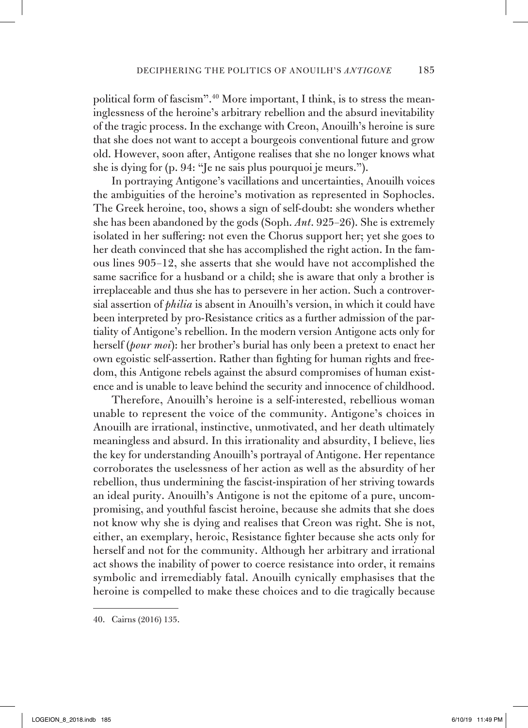political form of fascism".[40] More important, I think, is to stress the meaninglessness of the heroine's arbitrary rebellion and the absurd inevitability of the tragic process. In the exchange with Creon, Anouilh's heroine is sure that she does not want to accept a bourgeois conventional future and grow old. However, soon after, Antigone realises that she no longer knows what she is dying for (p. 94: "Je ne sais plus pourquoi je meurs.").

In portraying Antigone's vacillations and uncertainties, Anouilh voices the ambiguities of the heroine's motivation as represented in Sophocles. The Greek heroine, too, shows a sign of self-doubt: she wonders whether she has been abandoned by the gods (Soph. *Ant*. 925–26). She is extremely isolated in her suffering: not even the Chorus support her; yet she goes to her death convinced that she has accomplished the right action. In the famous lines 905–12, she asserts that she would have not accomplished the same sacrifice for a husband or a child; she is aware that only a brother is irreplaceable and thus she has to persevere in her action. Such a controversial assertion of *philia* is absent in Anouilh's version, in which it could have been interpreted by pro-Resistance critics as a further admission of the partiality of Antigone's rebellion. In the modern version Antigone acts only for herself (*pour moi*): her brother's burial has only been a pretext to enact her own egoistic self-assertion. Rather than fighting for human rights and freedom, this Antigone rebels against the absurd compromises of human existence and is unable to leave behind the security and innocence of childhood.

Therefore, Anouilh's heroine is a self-interested, rebellious woman unable to represent the voice of the community. Antigone's choices in Anouilh are irrational, instinctive, unmotivated, and her death ultimately meaningless and absurd. In this irrationality and absurdity, I believe, lies the key for understanding Anouilh's portrayal of Antigone. Her repentance corroborates the uselessness of her action as well as the absurdity of her rebellion, thus undermining the fascist-inspiration of her striving towards an ideal purity. Anouilh's Antigone is not the epitome of a pure, uncompromising, and youthful fascist heroine, because she admits that she does not know why she is dying and realises that Creon was right. She is not, either, an exemplary, heroic, Resistance fighter because she acts only for herself and not for the community. Although her arbitrary and irrational act shows the inability of power to coerce resistance into order, it remains symbolic and irremediably fatal. Anouilh cynically emphasises that the heroine is compelled to make these choices and to die tragically because

40. Cairns (2016) 135.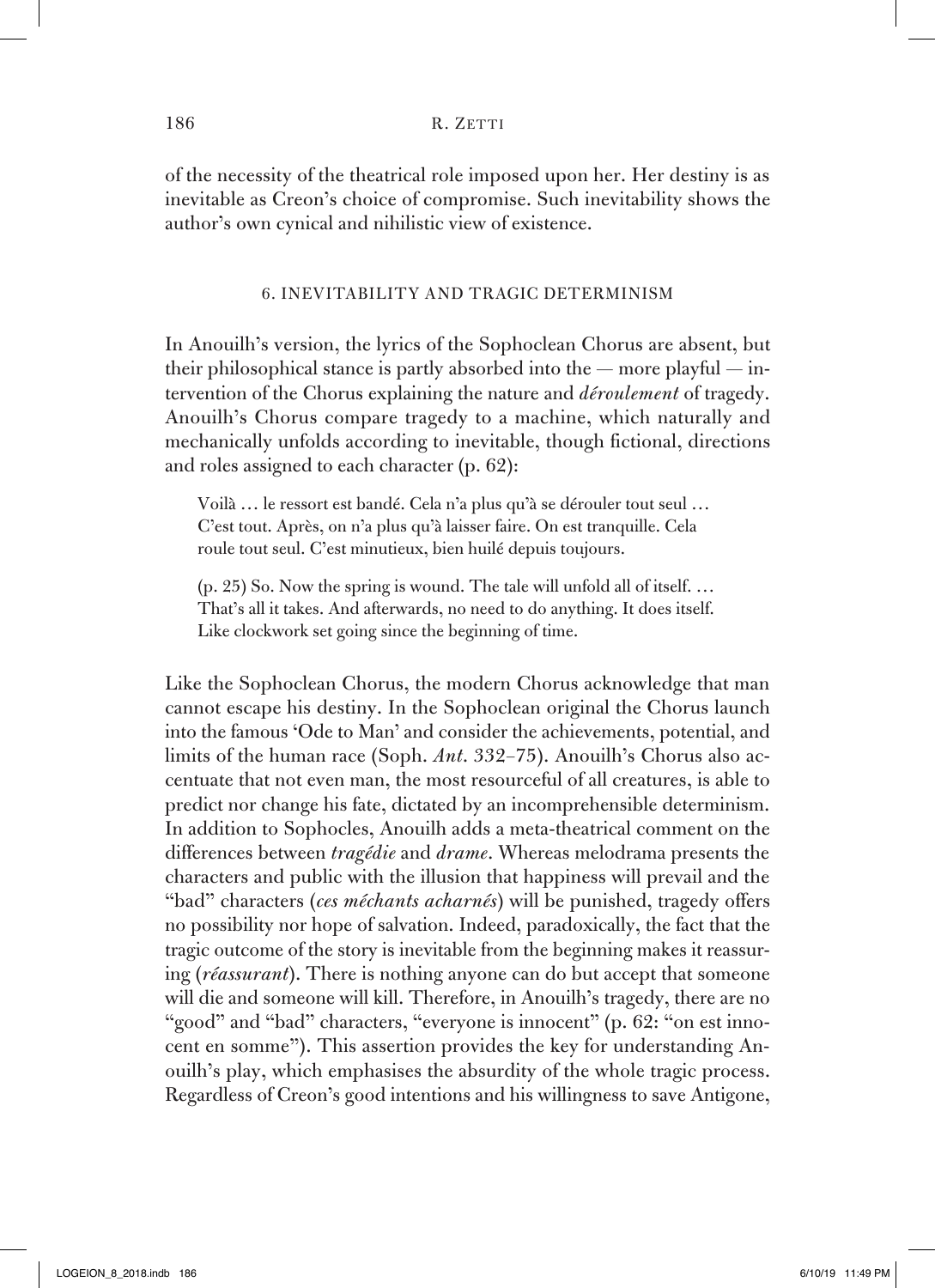of the necessity of the theatrical role imposed upon her. Her destiny is as inevitable as Creon's choice of compromise. Such inevitability shows the author's own cynical and nihilistic view of existence.

## 6. INEVITABILITY AND TRAGIC DETERMINISM

In Anouilh's version, the lyrics of the Sophoclean Chorus are absent, but their philosophical stance is partly absorbed into the — more playful — intervention of the Chorus explaining the nature and *déroulement* of tragedy. Anouilh's Chorus compare tragedy to a machine, which naturally and mechanically unfolds according to inevitable, though fictional, directions and roles assigned to each character (p. 62):

> Voilà … le ressort est bandé. Cela n'a plus qu'à se dérouler tout seul … C'est tout. Après, on n'a plus qu'à laisser faire. On est tranquille. Cela roule tout seul. C'est minutieux, bien huilé depuis toujours.
>
> (p. 25) So. Now the spring is wound. The tale will unfold all of itself. … That's all it takes. And afterwards, no need to do anything. It does itself. Like clockwork set going since the beginning of time.

Like the Sophoclean Chorus, the modern Chorus acknowledge that man cannot escape his destiny. In the Sophoclean original the Chorus launch into the famous 'Ode to Man' and consider the achievements, potential, and limits of the human race (Soph. *Ant*. 332–75). Anouilh's Chorus also accentuate that not even man, the most resourceful of all creatures, is able to predict nor change his fate, dictated by an incomprehensible determinism. In addition to Sophocles, Anouilh adds a meta-theatrical comment on the differences between *tragédie* and *drame*. Whereas melodrama presents the characters and public with the illusion that happiness will prevail and the "bad" characters (*ces méchants acharnés*) will be punished, tragedy offers no possibility nor hope of salvation. Indeed, paradoxically, the fact that the tragic outcome of the story is inevitable from the beginning makes it reassuring (*réassurant*). There is nothing anyone can do but accept that someone will die and someone will kill. Therefore, in Anouilh's tragedy, there are no "good" and "bad" characters, "everyone is innocent" (p. 62: "on est innocent en somme"). This assertion provides the key for understanding Anouilh's play, which emphasises the absurdity of the whole tragic process. Regardless of Creon's good intentions and his willingness to save Antigone,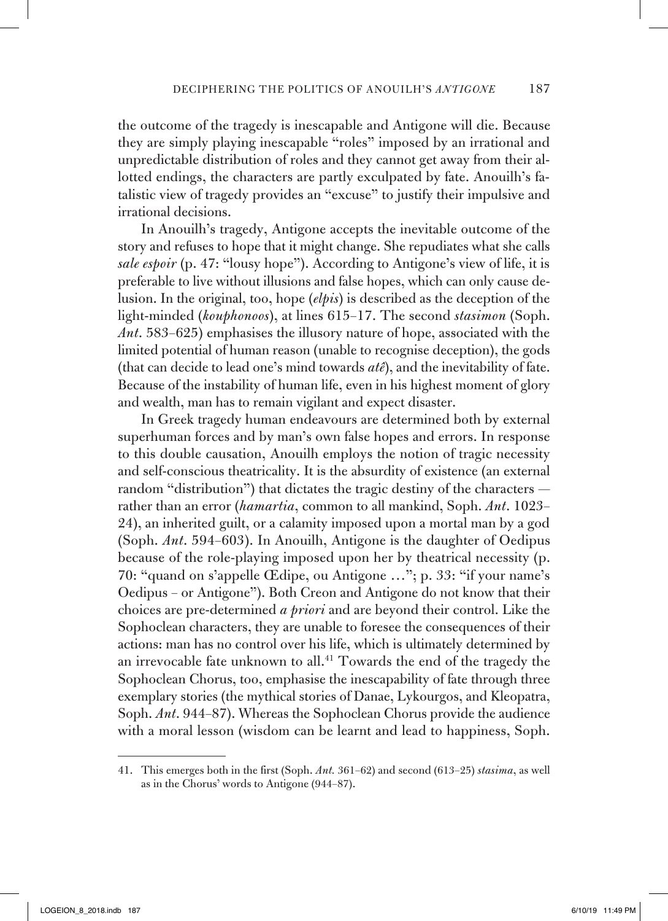the outcome of the tragedy is inescapable and Antigone will die. Because they are simply playing inescapable "roles" imposed by an irrational and unpredictable distribution of roles and they cannot get away from their allotted endings, the characters are partly exculpated by fate. Anouilh's fatalistic view of tragedy provides an "excuse" to justify their impulsive and irrational decisions.

In Anouilh's tragedy, Antigone accepts the inevitable outcome of the story and refuses to hope that it might change. She repudiates what she calls *sale espoir* (p. 47: "lousy hope"). According to Antigone's view of life, it is preferable to live without illusions and false hopes, which can only cause delusion. In the original, too, hope (*elpis*) is described as the deception of the light-minded (*kouphonoos*), at lines 615–17. The second *stasimon* (Soph. *Ant*. 583–625) emphasises the illusory nature of hope, associated with the limited potential of human reason (unable to recognise deception), the gods (that can decide to lead one's mind towards *atê*), and the inevitability of fate. Because of the instability of human life, even in his highest moment of glory and wealth, man has to remain vigilant and expect disaster.

In Greek tragedy human endeavours are determined both by external superhuman forces and by man's own false hopes and errors. In response to this double causation, Anouilh employs the notion of tragic necessity and self-conscious theatricality. It is the absurdity of existence (an external random "distribution") that dictates the tragic destiny of the characters — rather than an error (*hamartia*, common to all mankind, Soph. *Ant*. 1023–24), an inherited guilt, or a calamity imposed upon a mortal man by a god (Soph. *Ant*. 594–603). In Anouilh, Antigone is the daughter of Oedipus because of the role-playing imposed upon her by theatrical necessity (p. 70: "quand on s'appelle Œdipe, ou Antigone …"; p. 33: "if your name's Oedipus – or Antigone"). Both Creon and Antigone do not know that their choices are pre-determined *a priori* and are beyond their control. Like the Sophoclean characters, they are unable to foresee the consequences of their actions: man has no control over his life, which is ultimately determined by an irrevocable fate unknown to all.[41] Towards the end of the tragedy the Sophoclean Chorus, too, emphasise the inescapability of fate through three exemplary stories (the mythical stories of Danae, Lykourgos, and Kleopatra, Soph. *Ant*. 944–87). Whereas the Sophoclean Chorus provide the audience with a moral lesson (wisdom can be learnt and lead to happiness, Soph.

---

41. This emerges both in the first (Soph. *Ant.* 361–62) and second (613–25) *stasima*, as well as in the Chorus' words to Antigone (944–87).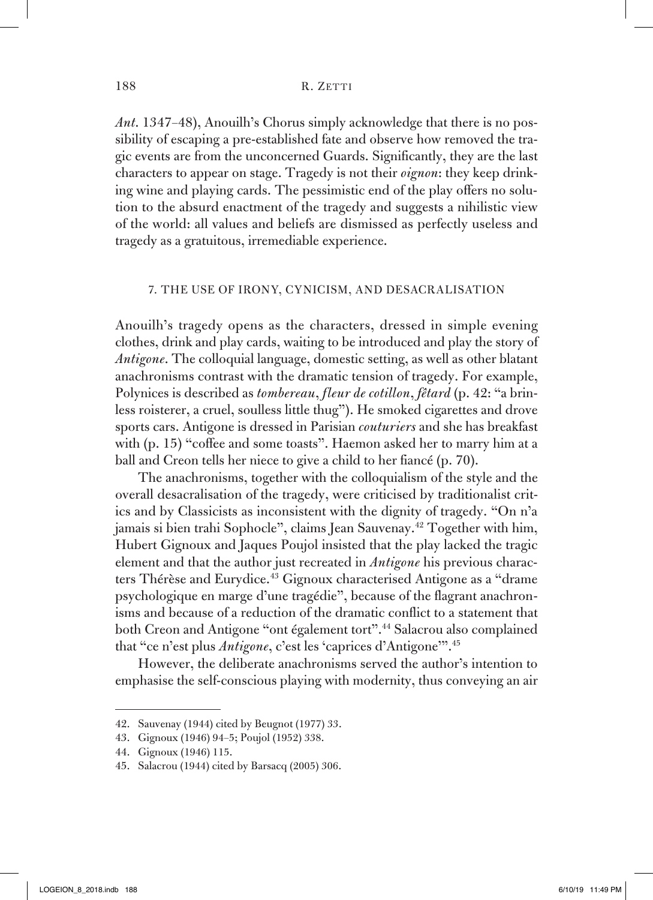*Ant.* 1347–48), Anouilh's Chorus simply acknowledge that there is no possibility of escaping a pre-established fate and observe how removed the tragic events are from the unconcerned Guards. Significantly, they are the last characters to appear on stage. Tragedy is not their *oignon*: they keep drinking wine and playing cards. The pessimistic end of the play offers no solution to the absurd enactment of the tragedy and suggests a nihilistic view of the world: all values and beliefs are dismissed as perfectly useless and tragedy as a gratuitous, irremediable experience.

## 7. THE USE OF IRONY, CYNICISM, AND DESACRALISATION

Anouilh's tragedy opens as the characters, dressed in simple evening clothes, drink and play cards, waiting to be introduced and play the story of *Antigone*. The colloquial language, domestic setting, as well as other blatant anachronisms contrast with the dramatic tension of tragedy. For example, Polynices is described as *tombereau*, *fleur de cotillon*, *fêtard* (p. 42: "a brinless roisterer, a cruel, soulless little thug"). He smoked cigarettes and drove sports cars. Antigone is dressed in Parisian *couturiers* and she has breakfast with (p. 15) "coffee and some toasts". Haemon asked her to marry him at a ball and Creon tells her niece to give a child to her fiancé (p. 70).

The anachronisms, together with the colloquialism of the style and the overall desacralisation of the tragedy, were criticised by traditionalist critics and by Classicists as inconsistent with the dignity of tragedy. "On n'a jamais si bien trahi Sophocle", claims Jean Sauvenay.[42] Together with him, Hubert Gignoux and Jaques Poujol insisted that the play lacked the tragic element and that the author just recreated in *Antigone* his previous characters Thérèse and Eurydice.[43] Gignoux characterised Antigone as a "drame psychologique en marge d'une tragédie", because of the flagrant anachronisms and because of a reduction of the dramatic conflict to a statement that both Creon and Antigone "ont également tort".[44] Salacrou also complained that "ce n'est plus *Antigone*, c'est les 'caprices d'Antigone'".[45]

However, the deliberate anachronisms served the author's intention to emphasise the self-conscious playing with modernity, thus conveying an air

---

42. Sauvenay (1944) cited by Beugnot (1977) 33.
43. Gignoux (1946) 94–5; Poujol (1952) 338.
44. Gignoux (1946) 115.
45. Salacrou (1944) cited by Barsacq (2005) 306.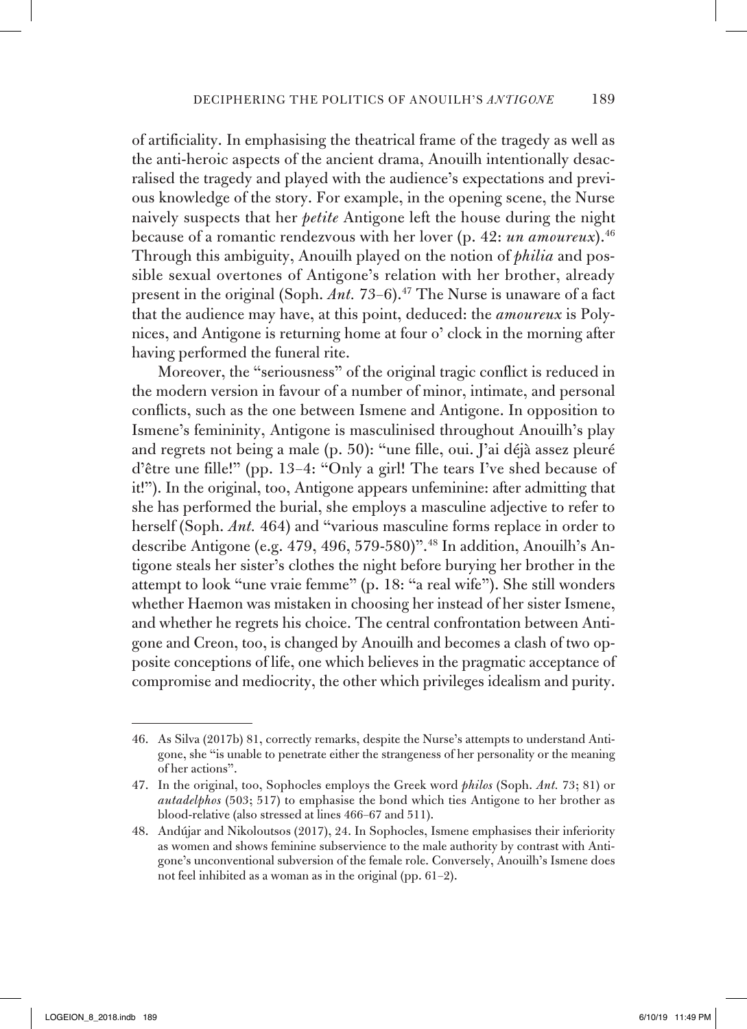of artificiality. In emphasising the theatrical frame of the tragedy as well as the anti-heroic aspects of the ancient drama, Anouilh intentionally desacralised the tragedy and played with the audience's expectations and previous knowledge of the story. For example, in the opening scene, the Nurse naively suspects that her *petite* Antigone left the house during the night because of a romantic rendezvous with her lover (p. 42: *un amoureux*).[46] Through this ambiguity, Anouilh played on the notion of *philia* and possible sexual overtones of Antigone's relation with her brother, already present in the original (Soph. *Ant.* 73–6).[47] The Nurse is unaware of a fact that the audience may have, at this point, deduced: the *amoureux* is Polynices, and Antigone is returning home at four o' clock in the morning after having performed the funeral rite.

Moreover, the "seriousness" of the original tragic conflict is reduced in the modern version in favour of a number of minor, intimate, and personal conflicts, such as the one between Ismene and Antigone. In opposition to Ismene's femininity, Antigone is masculinised throughout Anouilh's play and regrets not being a male (p. 50): "une fille, oui. J'ai déjà assez pleuré d'être une fille!" (pp. 13–4: "Only a girl! The tears I've shed because of it!"). In the original, too, Antigone appears unfeminine: after admitting that she has performed the burial, she employs a masculine adjective to refer to herself (Soph. *Ant.* 464) and "various masculine forms replace in order to describe Antigone (e.g. 479, 496, 579-580)".[48] In addition, Anouilh's Antigone steals her sister's clothes the night before burying her brother in the attempt to look "une vraie femme" (p. 18: "a real wife"). She still wonders whether Haemon was mistaken in choosing her instead of her sister Ismene, and whether he regrets his choice. The central confrontation between Antigone and Creon, too, is changed by Anouilh and becomes a clash of two opposite conceptions of life, one which believes in the pragmatic acceptance of compromise and mediocrity, the other which privileges idealism and purity.

---

46. As Silva (2017b) 81, correctly remarks, despite the Nurse's attempts to understand Antigone, she "is unable to penetrate either the strangeness of her personality or the meaning of her actions".

47. In the original, too, Sophocles employs the Greek word *philos* (Soph. *Ant.* 73; 81) or *autadelphos* (503; 517) to emphasise the bond which ties Antigone to her brother as blood-relative (also stressed at lines 466–67 and 511).

48. Andújar and Nikoloutsos (2017), 24. In Sophocles, Ismene emphasises their inferiority as women and shows feminine subservience to the male authority by contrast with Antigone's unconventional subversion of the female role. Conversely, Anouilh's Ismene does not feel inhibited as a woman as in the original (pp. 61–2).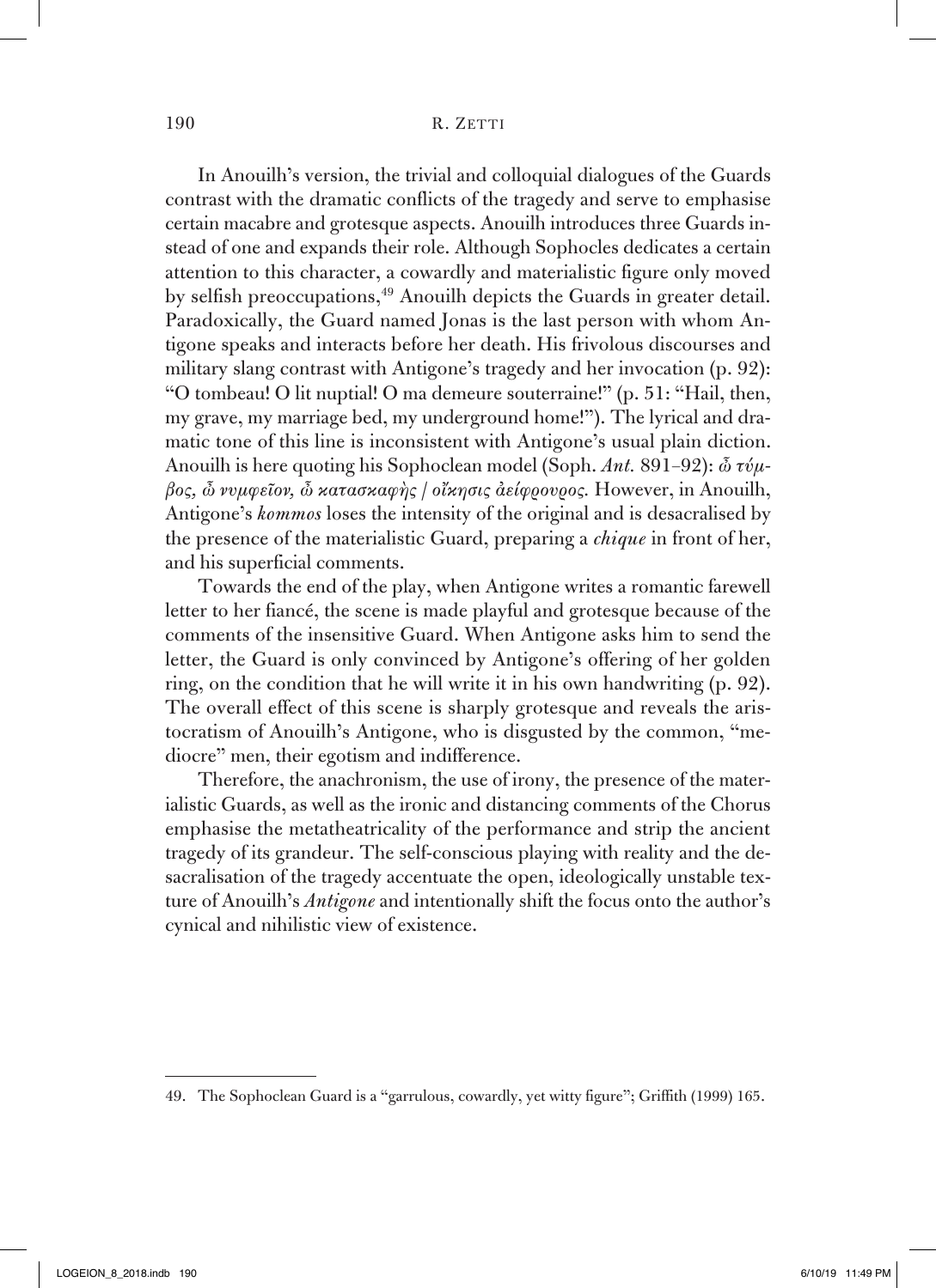In Anouilh's version, the trivial and colloquial dialogues of the Guards contrast with the dramatic conflicts of the tragedy and serve to emphasise certain macabre and grotesque aspects. Anouilh introduces three Guards instead of one and expands their role. Although Sophocles dedicates a certain attention to this character, a cowardly and materialistic figure only moved by selfish preoccupations,[49] Anouilh depicts the Guards in greater detail. Paradoxically, the Guard named Jonas is the last person with whom Antigone speaks and interacts before her death. His frivolous discourses and military slang contrast with Antigone's tragedy and her invocation (p. 92): "O tombeau! O lit nuptial! O ma demeure souterraine!" (p. 51: "Hail, then, my grave, my marriage bed, my underground home!"). The lyrical and dramatic tone of this line is inconsistent with Antigone's usual plain diction. Anouilh is here quoting his Sophoclean model (Soph. *Ant.* 891–92): *ὦ τύμβος, ὦ νυμφεῖον, ὦ κατασκαφὴς / οἴκησις ἀείφρουρος.* However, in Anouilh, Antigone's *kommos* loses the intensity of the original and is desacralised by the presence of the materialistic Guard, preparing a *chique* in front of her, and his superficial comments.

Towards the end of the play, when Antigone writes a romantic farewell letter to her fiancé, the scene is made playful and grotesque because of the comments of the insensitive Guard. When Antigone asks him to send the letter, the Guard is only convinced by Antigone's offering of her golden ring, on the condition that he will write it in his own handwriting (p. 92). The overall effect of this scene is sharply grotesque and reveals the aristocratism of Anouilh's Antigone, who is disgusted by the common, "mediocre" men, their egotism and indifference.

Therefore, the anachronism, the use of irony, the presence of the materialistic Guards, as well as the ironic and distancing comments of the Chorus emphasise the metatheatricality of the performance and strip the ancient tragedy of its grandeur. The self-conscious playing with reality and the desacralisation of the tragedy accentuate the open, ideologically unstable texture of Anouilh's *Antigone* and intentionally shift the focus onto the author's cynical and nihilistic view of existence.

---

49. The Sophoclean Guard is a "garrulous, cowardly, yet witty figure"; Griffith (1999) 165.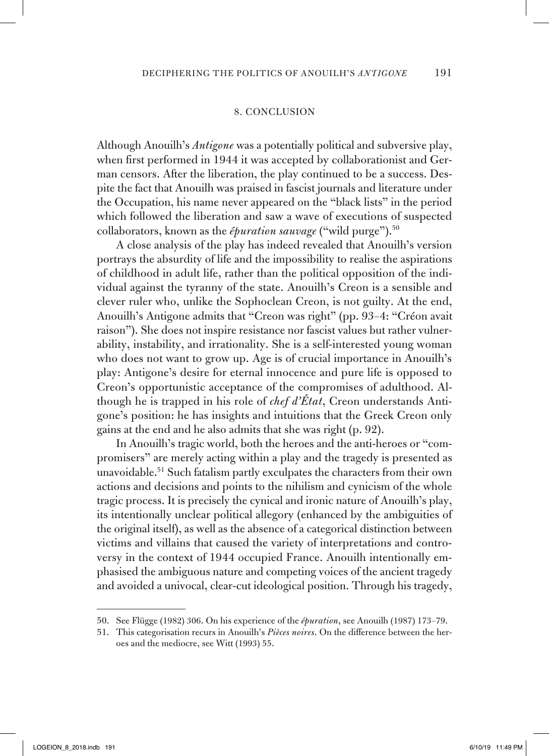## 8. CONCLUSION

Although Anouilh's *Antigone* was a potentially political and subversive play, when first performed in 1944 it was accepted by collaborationist and German censors. After the liberation, the play continued to be a success. Despite the fact that Anouilh was praised in fascist journals and literature under the Occupation, his name never appeared on the "black lists" in the period which followed the liberation and saw a wave of executions of suspected collaborators, known as the *épuration sauvage* ("wild purge").[50]

A close analysis of the play has indeed revealed that Anouilh's version portrays the absurdity of life and the impossibility to realise the aspirations of childhood in adult life, rather than the political opposition of the individual against the tyranny of the state. Anouilh's Creon is a sensible and clever ruler who, unlike the Sophoclean Creon, is not guilty. At the end, Anouilh's Antigone admits that "Creon was right" (pp. 93–4: "Créon avait raison"). She does not inspire resistance nor fascist values but rather vulnerability, instability, and irrationality. She is a self-interested young woman who does not want to grow up. Age is of crucial importance in Anouilh's play: Antigone's desire for eternal innocence and pure life is opposed to Creon's opportunistic acceptance of the compromises of adulthood. Although he is trapped in his role of *chef d'État*, Creon understands Antigone's position: he has insights and intuitions that the Greek Creon only gains at the end and he also admits that she was right (p. 92).

In Anouilh's tragic world, both the heroes and the anti-heroes or "compromisers" are merely acting within a play and the tragedy is presented as unavoidable.[51] Such fatalism partly exculpates the characters from their own actions and decisions and points to the nihilism and cynicism of the whole tragic process. It is precisely the cynical and ironic nature of Anouilh's play, its intentionally unclear political allegory (enhanced by the ambiguities of the original itself), as well as the absence of a categorical distinction between victims and villains that caused the variety of interpretations and controversy in the context of 1944 occupied France. Anouilh intentionally emphasised the ambiguous nature and competing voices of the ancient tragedy and avoided a univocal, clear-cut ideological position. Through his tragedy,

---

50. See Flügge (1982) 306. On his experience of the *épuration*, see Anouilh (1987) 173–79.

51. This categorisation recurs in Anouilh's *Pièces noires*. On the difference between the heroes and the mediocre, see Witt (1993) 55.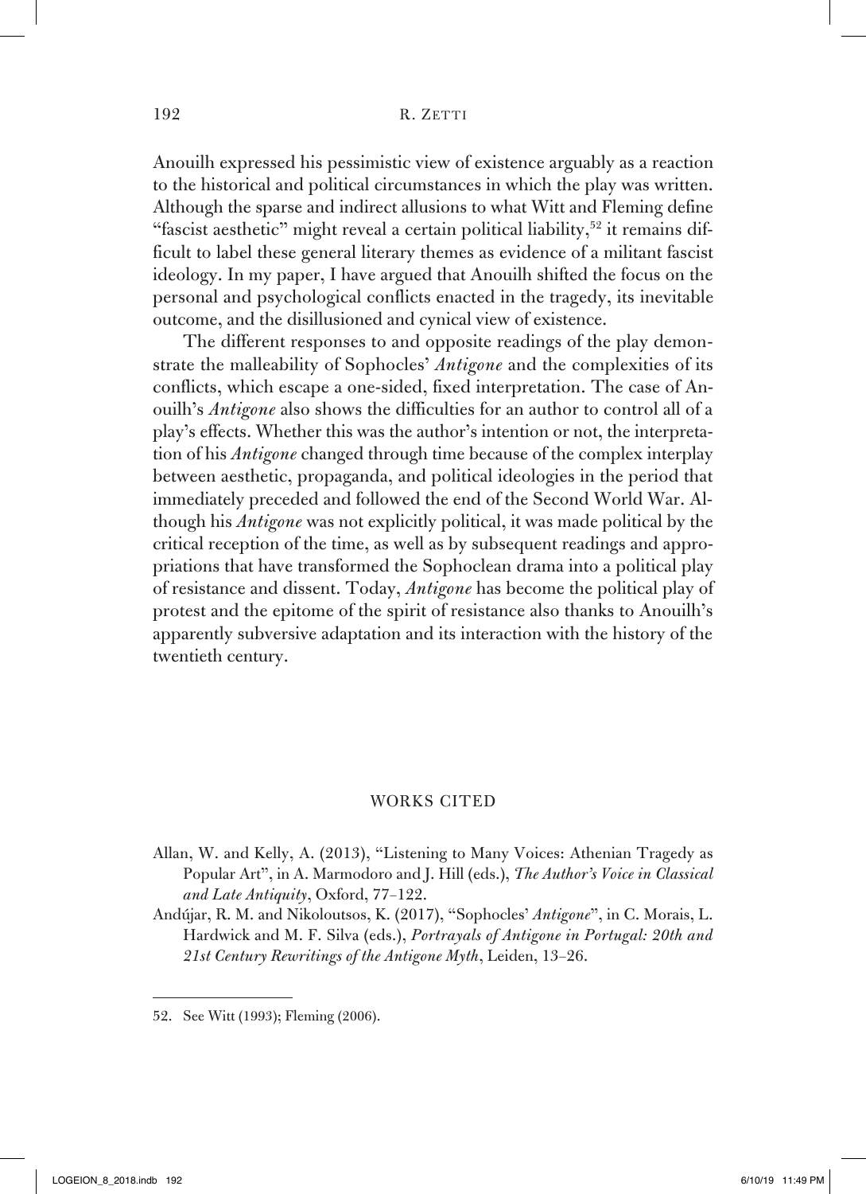Anouilh expressed his pessimistic view of existence arguably as a reaction to the historical and political circumstances in which the play was written. Although the sparse and indirect allusions to what Witt and Fleming define "fascist aesthetic" might reveal a certain political liability,[52] it remains difficult to label these general literary themes as evidence of a militant fascist ideology. In my paper, I have argued that Anouilh shifted the focus on the personal and psychological conflicts enacted in the tragedy, its inevitable outcome, and the disillusioned and cynical view of existence.

The different responses to and opposite readings of the play demonstrate the malleability of Sophocles' *Antigone* and the complexities of its conflicts, which escape a one-sided, fixed interpretation. The case of Anouilh's *Antigone* also shows the difficulties for an author to control all of a play's effects. Whether this was the author's intention or not, the interpretation of his *Antigone* changed through time because of the complex interplay between aesthetic, propaganda, and political ideologies in the period that immediately preceded and followed the end of the Second World War. Although his *Antigone* was not explicitly political, it was made political by the critical reception of the time, as well as by subsequent readings and appropriations that have transformed the Sophoclean drama into a political play of resistance and dissent. Today, *Antigone* has become the political play of protest and the epitome of the spirit of resistance also thanks to Anouilh's apparently subversive adaptation and its interaction with the history of the twentieth century.

## WORKS CITED

Allan, W. and Kelly, A. (2013), "Listening to Many Voices: Athenian Tragedy as Popular Art", in A. Marmodoro and J. Hill (eds.), *The Author's Voice in Classical and Late Antiquity*, Oxford, 77–122.

Andújar, R. M. and Nikoloutsos, K. (2017), "Sophocles' *Antigone*", in C. Morais, L. Hardwick and M. F. Silva (eds.), *Portrayals of Antigone in Portugal: 20th and 21st Century Rewritings of the Antigone Myth*, Leiden, 13–26.

---

52. See Witt (1993); Fleming (2006).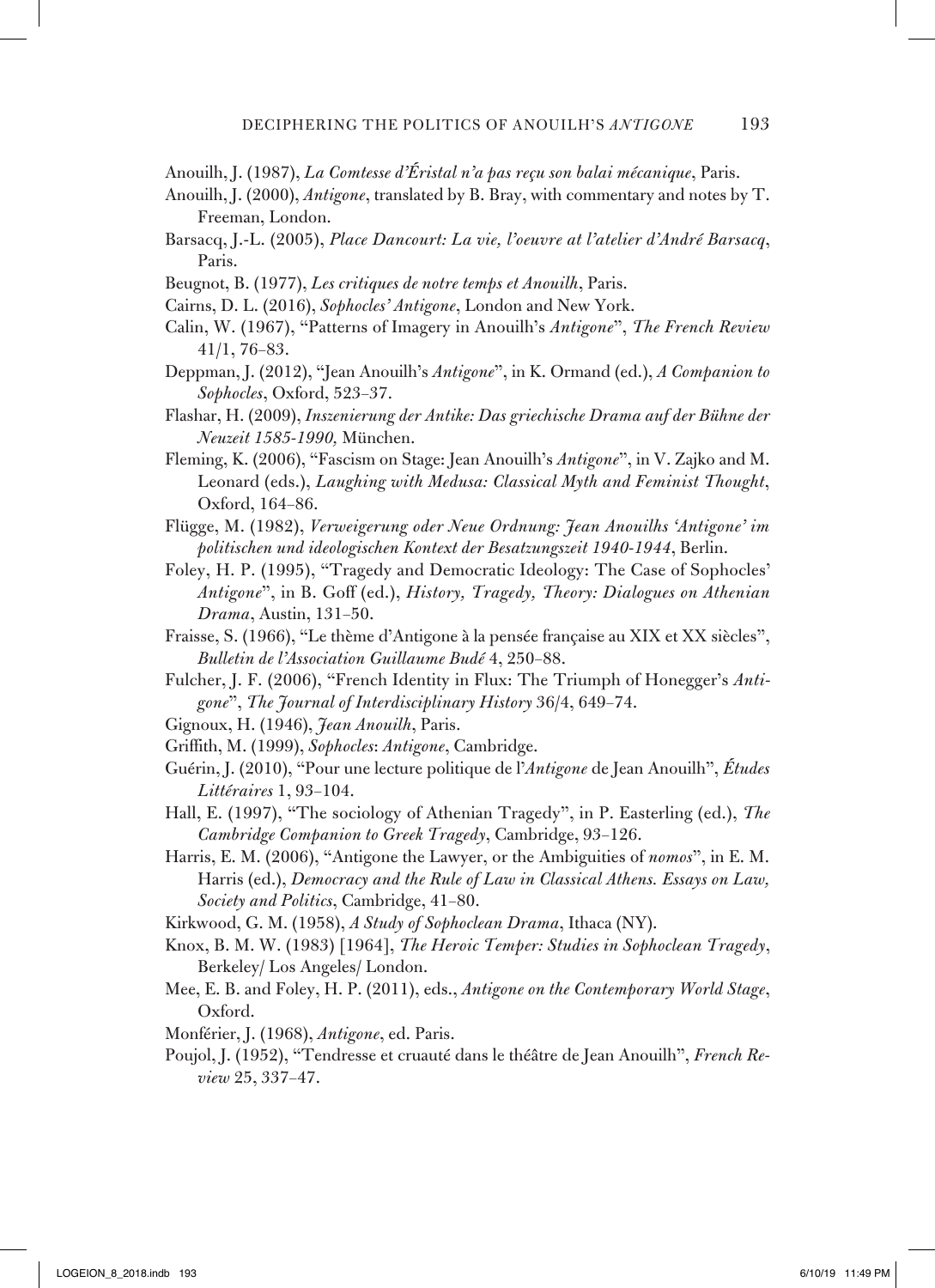Anouilh, J. (1987), *La Comtesse d'Éristal n'a pas reçu son balai mécanique*, Paris.

Anouilh, J. (2000), *Antigone*, translated by B. Bray, with commentary and notes by T. Freeman, London.

Barsacq, J.-L. (2005), *Place Dancourt: La vie, l'oeuvre at l'atelier d'André Barsacq*, Paris.

Beugnot, B. (1977), *Les critiques de notre temps et Anouilh*, Paris.

Cairns, D. L. (2016), *Sophocles' Antigone*, London and New York.

Calin, W. (1967), "Patterns of Imagery in Anouilh's *Antigone*", *The French Review* 41/1, 76–83.

Deppman, J. (2012), "Jean Anouilh's *Antigone*", in K. Ormand (ed.), *A Companion to Sophocles*, Oxford, 523–37.

Flashar, H. (2009), *Inszenierung der Antike: Das griechische Drama auf der Bühne der Neuzeit 1585-1990,* München.

Fleming, K. (2006), "Fascism on Stage: Jean Anouilh's *Antigone*", in V. Zajko and M. Leonard (eds.), *Laughing with Medusa: Classical Myth and Feminist Thought*, Oxford, 164–86.

Flügge, M. (1982), *Verweigerung oder Neue Ordnung: Jean Anouilhs 'Antigone' im politischen und ideologischen Kontext der Besatzungszeit 1940-1944*, Berlin.

Foley, H. P. (1995), "Tragedy and Democratic Ideology: The Case of Sophocles' *Antigone*", in B. Goff (ed.), *History, Tragedy, Theory: Dialogues on Athenian Drama*, Austin, 131–50.

Fraisse, S. (1966), "Le thème d'Antigone à la pensée française au XIX et XX siècles", *Bulletin de l'Association Guillaume Budé* 4, 250–88.

Fulcher, J. F. (2006), "French Identity in Flux: The Triumph of Honegger's *Antigone*", *The Journal of Interdisciplinary History* 36/4, 649–74.

Gignoux, H. (1946), *Jean Anouilh*, Paris.

Griffith, M. (1999), *Sophocles*: *Antigone*, Cambridge.

Guérin, J. (2010), "Pour une lecture politique de l'*Antigone* de Jean Anouilh", *Études Littéraires* 1, 93–104.

Hall, E. (1997), "The sociology of Athenian Tragedy", in P. Easterling (ed.), *The Cambridge Companion to Greek Tragedy*, Cambridge, 93–126.

Harris, E. M. (2006), "Antigone the Lawyer, or the Ambiguities of *nomos*", in E. M. Harris (ed.), *Democracy and the Rule of Law in Classical Athens. Essays on Law, Society and Politics*, Cambridge, 41–80.

Kirkwood, G. M. (1958), *A Study of Sophoclean Drama*, Ithaca (NY).

Knox, B. M. W. (1983) [1964], *The Heroic Temper: Studies in Sophoclean Tragedy*, Berkeley/ Los Angeles/ London.

Mee, E. B. and Foley, H. P. (2011), eds., *Antigone on the Contemporary World Stage*, Oxford.

Monférier, J. (1968), *Antigone*, ed. Paris.

Poujol, J. (1952), "Tendresse et cruauté dans le théâtre de Jean Anouilh", *French Review* 25, 337–47.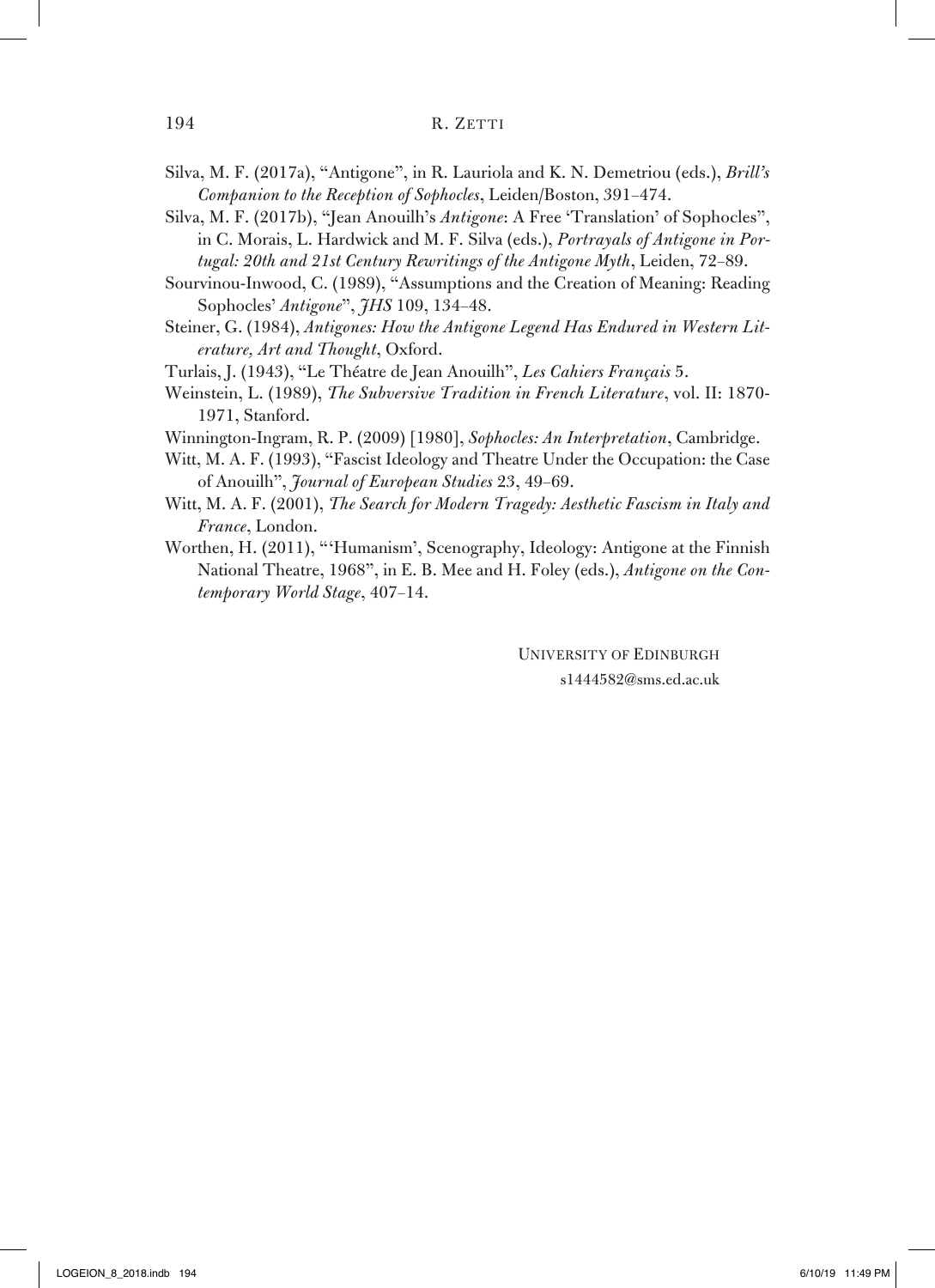Silva, M. F. (2017a), "Antigone", in R. Lauriola and K. N. Demetriou (eds.), *Brill's Companion to the Reception of Sophocles*, Leiden/Boston, 391–474.

Silva, M. F. (2017b), "Jean Anouilh's *Antigone*: A Free 'Translation' of Sophocles", in C. Morais, L. Hardwick and M. F. Silva (eds.), *Portrayals of Antigone in Portugal: 20th and 21st Century Rewritings of the Antigone Myth*, Leiden, 72–89.

Sourvinou-Inwood, C. (1989), "Assumptions and the Creation of Meaning: Reading Sophocles' *Antigone*", *JHS* 109, 134–48.

Steiner, G. (1984), *Antigones: How the Antigone Legend Has Endured in Western Literature, Art and Thought*, Oxford.

Turlais, J. (1943), "Le Théatre de Jean Anouilh", *Les Cahiers Français* 5.

Weinstein, L. (1989), *The Subversive Tradition in French Literature*, vol. II: 1870-1971, Stanford.

Winnington-Ingram, R. P. (2009) [1980], *Sophocles: An Interpretation*, Cambridge.

Witt, M. A. F. (1993), "Fascist Ideology and Theatre Under the Occupation: the Case of Anouilh", *Journal of European Studies* 23, 49–69.

Witt, M. A. F. (2001), *The Search for Modern Tragedy: Aesthetic Fascism in Italy and France*, London.

Worthen, H. (2011), "'Humanism', Scenography, Ideology: Antigone at the Finnish National Theatre, 1968", in E. B. Mee and H. Foley (eds.), *Antigone on the Contemporary World Stage*, 407–14.

University of Edinburgh
s1444582@sms.ed.ac.uk